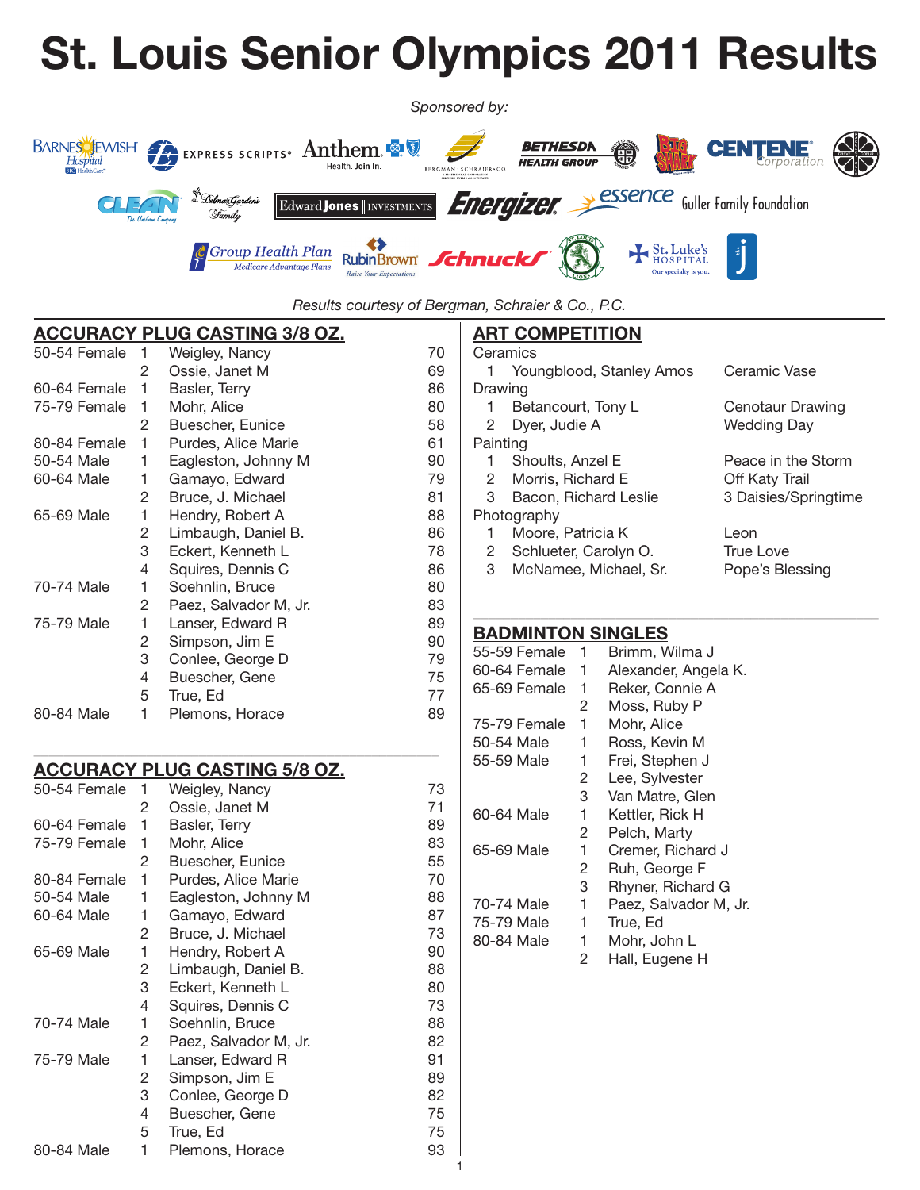# St. Louis Senior Olympics 2011 Results

*Sponsored by:*

Barnes-Jewish Hospital, Express Scripts, Anthem, Bergman Schraier & Co., Bethesda Health Group, Big Shark, Centene Corporation, Clean, Del Mar Gardens Family, Edward Jones Investments, Energizer, Essence, Guller Family Foundation, Group Health Plan, RubinBrown, Schnucks, St. Louis Lions, St. Luke's Hospital

*Results courtesy of Bergman, Schraier & Co., P.C.*

## ACCURACY PLUG CASTING 3/8 OZ.

| Division | Place | Name | Score |
|---|---|---|---|
| 50-54 Female | 1 | Weigley, Nancy | 70 |
| | 2 | Ossie, Janet M | 69 |
| 60-64 Female | 1 | Basler, Terry | 86 |
| 75-79 Female | 1 | Mohr, Alice | 80 |
| | 2 | Buescher, Eunice | 58 |
| 80-84 Female | 1 | Purdes, Alice Marie | 61 |
| 50-54 Male | 1 | Eagleston, Johnny M | 90 |
| 60-64 Male | 1 | Gamayo, Edward | 79 |
| | 2 | Bruce, J. Michael | 81 |
| 65-69 Male | 1 | Hendry, Robert A | 88 |
| | 2 | Limbaugh, Daniel B. | 86 |
| | 3 | Eckert, Kenneth L | 78 |
| | 4 | Squires, Dennis C | 86 |
| 70-74 Male | 1 | Soehnlin, Bruce | 80 |
| | 2 | Paez, Salvador M, Jr. | 83 |
| 75-79 Male | 1 | Lanser, Edward R | 89 |
| | 2 | Simpson, Jim E | 90 |
| | 3 | Conlee, George D | 79 |
| | 4 | Buescher, Gene | 75 |
| | 5 | True, Ed | 77 |
| 80-84 Male | 1 | Plemons, Horace | 89 |

## ACCURACY PLUG CASTING 5/8 OZ.

| Division | Place | Name | Score |
|---|---|---|---|
| 50-54 Female | 1 | Weigley, Nancy | 73 |
| | 2 | Ossie, Janet M | 71 |
| 60-64 Female | 1 | Basler, Terry | 89 |
| 75-79 Female | 1 | Mohr, Alice | 83 |
| | 2 | Buescher, Eunice | 55 |
| 80-84 Female | 1 | Purdes, Alice Marie | 70 |
| 50-54 Male | 1 | Eagleston, Johnny M | 88 |
| 60-64 Male | 1 | Gamayo, Edward | 87 |
| | 2 | Bruce, J. Michael | 73 |
| 65-69 Male | 1 | Hendry, Robert A | 90 |
| | 2 | Limbaugh, Daniel B. | 88 |
| | 3 | Eckert, Kenneth L | 80 |
| | 4 | Squires, Dennis C | 73 |
| 70-74 Male | 1 | Soehnlin, Bruce | 88 |
| | 2 | Paez, Salvador M, Jr. | 82 |
| 75-79 Male | 1 | Lanser, Edward R | 91 |
| | 2 | Simpson, Jim E | 89 |
| | 3 | Conlee, George D | 82 |
| | 4 | Buescher, Gene | 75 |
| | 5 | True, Ed | 75 |
| 80-84 Male | 1 | Plemons, Horace | 93 |

## ART COMPETITION

| Category | Place | Name | Title |
|---|---|---|---|
| Ceramics | 1 | Youngblood, Stanley Amos | Ceramic Vase |
| Drawing | 1 | Betancourt, Tony L | Cenotaur Drawing |
| | 2 | Dyer, Judie A | Wedding Day |
| Painting | 1 | Shoults, Anzel E | Peace in the Storm |
| | 2 | Morris, Richard E | Off Katy Trail |
| | 3 | Bacon, Richard Leslie | 3 Daisies/Springtime |
| Photography | 1 | Moore, Patricia K | Leon |
| | 2 | Schlueter, Carolyn O. | True Love |
| | 3 | McNamee, Michael, Sr. | Pope's Blessing |

## BADMINTON SINGLES

| Division | Place | Name |
|---|---|---|
| 55-59 Female | 1 | Brimm, Wilma J |
| 60-64 Female | 1 | Alexander, Angela K. |
| 65-69 Female | 1 | Reker, Connie A |
| | 2 | Moss, Ruby P |
| 75-79 Female | 1 | Mohr, Alice |
| 50-54 Male | 1 | Ross, Kevin M |
| 55-59 Male | 1 | Frei, Stephen J |
| | 2 | Lee, Sylvester |
| | 3 | Van Matre, Glen |
| 60-64 Male | 1 | Kettler, Rick H |
| | 2 | Pelch, Marty |
| 65-69 Male | 1 | Cremer, Richard J |
| | 2 | Ruh, George F |
| | 3 | Rhyner, Richard G |
| 70-74 Male | 1 | Paez, Salvador M, Jr. |
| 75-79 Male | 1 | True, Ed |
| 80-84 Male | 1 | Mohr, John L |
| | 2 | Hall, Eugene H |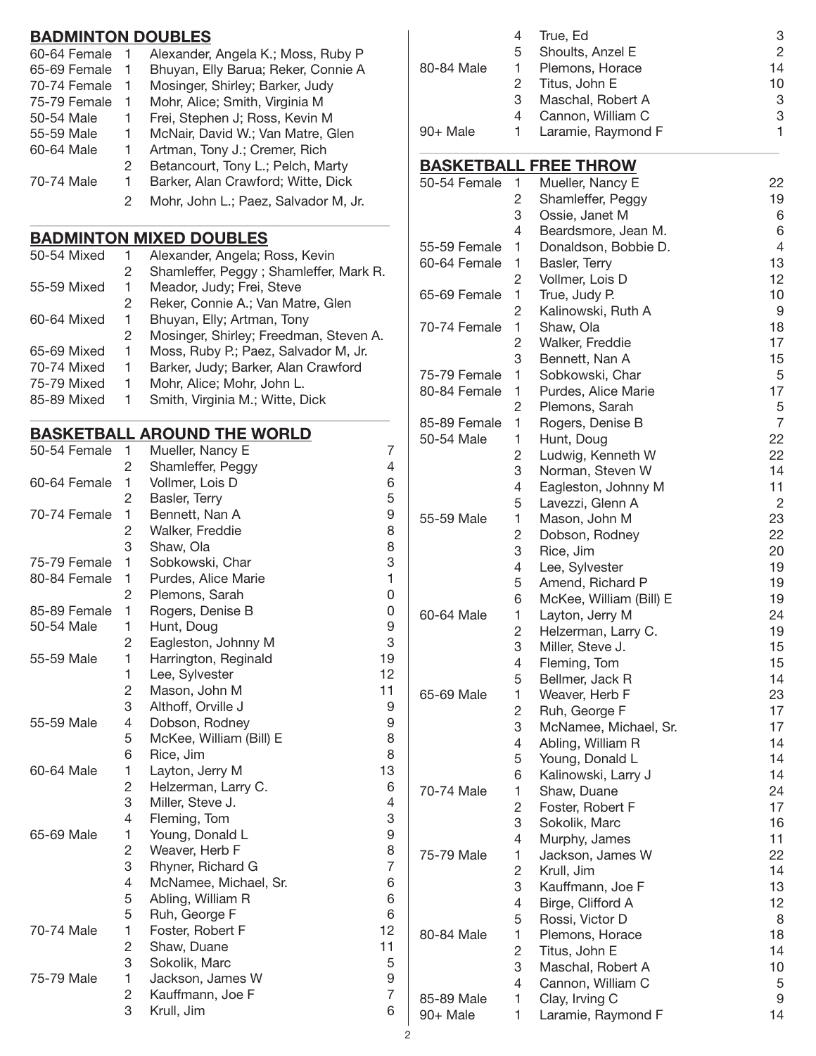## BADMINTON DOUBLES

| Division | Place | Names |
|---|---|---|
| 60-64 Female | 1 | Alexander, Angela K.; Moss, Ruby P |
| 65-69 Female | 1 | Bhuyan, Elly Barua; Reker, Connie A |
| 70-74 Female | 1 | Mosinger, Shirley; Barker, Judy |
| 75-79 Female | 1 | Mohr, Alice; Smith, Virginia M |
| 50-54 Male | 1 | Frei, Stephen J; Ross, Kevin M |
| 55-59 Male | 1 | McNair, David W.; Van Matre, Glen |
| 60-64 Male | 1 | Artman, Tony J.; Cremer, Rich |
| | 2 | Betancourt, Tony L.; Pelch, Marty |
| 70-74 Male | 1 | Barker, Alan Crawford; Witte, Dick |
| | 2 | Mohr, John L.; Paez, Salvador M, Jr. |

## BADMINTON MIXED DOUBLES

| Division | Place | Names |
|---|---|---|
| 50-54 Mixed | 1 | Alexander, Angela; Ross, Kevin |
| | 2 | Shamleffer, Peggy ; Shamleffer, Mark R. |
| 55-59 Mixed | 1 | Meador, Judy; Frei, Steve |
| | 2 | Reker, Connie A.; Van Matre, Glen |
| 60-64 Mixed | 1 | Bhuyan, Elly; Artman, Tony |
| | 2 | Mosinger, Shirley; Freedman, Steven A. |
| 65-69 Mixed | 1 | Moss, Ruby P.; Paez, Salvador M, Jr. |
| 70-74 Mixed | 1 | Barker, Judy; Barker, Alan Crawford |
| 75-79 Mixed | 1 | Mohr, Alice; Mohr, John L. |
| 85-89 Mixed | 1 | Smith, Virginia M.; Witte, Dick |

## BASKETBALL AROUND THE WORLD

| Division | Place | Name | Score |
|---|---|---|---|
| 50-54 Female | 1 | Mueller, Nancy E | 7 |
| | 2 | Shamleffer, Peggy | 4 |
| 60-64 Female | 1 | Vollmer, Lois D | 6 |
| | 2 | Basler, Terry | 5 |
| 70-74 Female | 1 | Bennett, Nan A | 9 |
| | 2 | Walker, Freddie | 8 |
| | 3 | Shaw, Ola | 8 |
| 75-79 Female | 1 | Sobkowski, Char | 3 |
| 80-84 Female | 1 | Purdes, Alice Marie | 1 |
| | 2 | Plemons, Sarah | 0 |
| 85-89 Female | 1 | Rogers, Denise B | 0 |
| 50-54 Male | 1 | Hunt, Doug | 9 |
| | 2 | Eagleston, Johnny M | 3 |
| 55-59 Male | 1 | Harrington, Reginald | 19 |
| | 1 | Lee, Sylvester | 12 |
| | 2 | Mason, John M | 11 |
| | 3 | Althoff, Orville J | 9 |
| 55-59 Male | 4 | Dobson, Rodney | 9 |
| | 5 | McKee, William (Bill) E | 8 |
| | 6 | Rice, Jim | 8 |
| 60-64 Male | 1 | Layton, Jerry M | 13 |
| | 2 | Helzerman, Larry C. | 6 |
| | 3 | Miller, Steve J. | 4 |
| | 4 | Fleming, Tom | 3 |
| 65-69 Male | 1 | Young, Donald L | 9 |
| | 2 | Weaver, Herb F | 8 |
| | 3 | Rhyner, Richard G | 7 |
| | 4 | McNamee, Michael, Sr. | 6 |
| | 5 | Abling, William R | 6 |
| | 5 | Ruh, George F | 6 |
| 70-74 Male | 1 | Foster, Robert F | 12 |
| | 2 | Shaw, Duane | 11 |
| | 3 | Sokolik, Marc | 5 |
| 75-79 Male | 1 | Jackson, James W | 9 |
| | 2 | Kauffmann, Joe F | 7 |
| | 3 | Krull, Jim | 6 |
| | 4 | True, Ed | 3 |
| | 5 | Shoults, Anzel E | 2 |
| 80-84 Male | 1 | Plemons, Horace | 14 |
| | 2 | Titus, John E | 10 |
| | 3 | Maschal, Robert A | 3 |
| | 4 | Cannon, William C | 3 |
| 90+ Male | 1 | Laramie, Raymond F | 1 |

## BASKETBALL FREE THROW

| Division | Place | Name | Score |
|---|---|---|---|
| 50-54 Female | 1 | Mueller, Nancy E | 22 |
| | 2 | Shamleffer, Peggy | 19 |
| | 3 | Ossie, Janet M | 6 |
| | 4 | Beardsmore, Jean M. | 6 |
| 55-59 Female | 1 | Donaldson, Bobbie D. | 4 |
| 60-64 Female | 1 | Basler, Terry | 13 |
| | 2 | Vollmer, Lois D | 12 |
| 65-69 Female | 1 | True, Judy P. | 10 |
| | 2 | Kalinowski, Ruth A | 9 |
| 70-74 Female | 1 | Shaw, Ola | 18 |
| | 2 | Walker, Freddie | 17 |
| | 3 | Bennett, Nan A | 15 |
| 75-79 Female | 1 | Sobkowski, Char | 5 |
| 80-84 Female | 1 | Purdes, Alice Marie | 17 |
| | 2 | Plemons, Sarah | 5 |
| 85-89 Female | 1 | Rogers, Denise B | 7 |
| 50-54 Male | 1 | Hunt, Doug | 22 |
| | 2 | Ludwig, Kenneth W | 22 |
| | 3 | Norman, Steven W | 14 |
| | 4 | Eagleston, Johnny M | 11 |
| | 5 | Lavezzi, Glenn A | 2 |
| 55-59 Male | 1 | Mason, John M | 23 |
| | 2 | Dobson, Rodney | 22 |
| | 3 | Rice, Jim | 20 |
| | 4 | Lee, Sylvester | 19 |
| | 5 | Amend, Richard P | 19 |
| | 6 | McKee, William (Bill) E | 19 |
| 60-64 Male | 1 | Layton, Jerry M | 24 |
| | 2 | Helzerman, Larry C. | 19 |
| | 3 | Miller, Steve J. | 15 |
| | 4 | Fleming, Tom | 15 |
| | 5 | Bellmer, Jack R | 14 |
| 65-69 Male | 1 | Weaver, Herb F | 23 |
| | 2 | Ruh, George F | 17 |
| | 3 | McNamee, Michael, Sr. | 17 |
| | 4 | Abling, William R | 14 |
| | 5 | Young, Donald L | 14 |
| | 6 | Kalinowski, Larry J | 14 |
| 70-74 Male | 1 | Shaw, Duane | 24 |
| | 2 | Foster, Robert F | 17 |
| | 3 | Sokolik, Marc | 16 |
| | 4 | Murphy, James | 11 |
| 75-79 Male | 1 | Jackson, James W | 22 |
| | 2 | Krull, Jim | 14 |
| | 3 | Kauffmann, Joe F | 13 |
| | 4 | Birge, Clifford A | 12 |
| | 5 | Rossi, Victor D | 8 |
| 80-84 Male | 1 | Plemons, Horace | 18 |
| | 2 | Titus, John E | 14 |
| | 3 | Maschal, Robert A | 10 |
| | 4 | Cannon, William C | 5 |
| 85-89 Male | 1 | Clay, Irving C | 9 |
| 90+ Male | 1 | Laramie, Raymond F | 14 |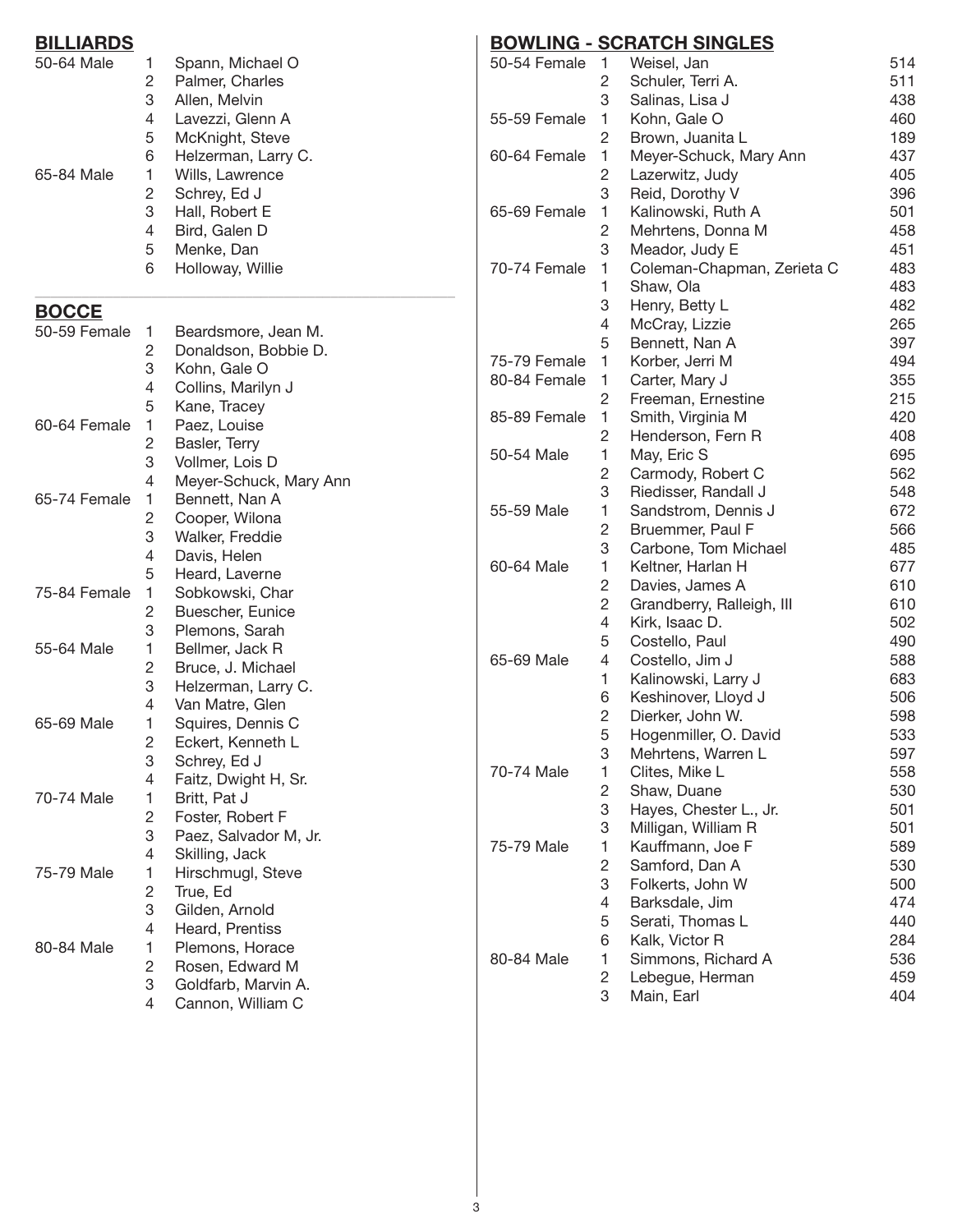## BILLIARDS

| Division | Place | Name |
|---|---|---|
| 50-64 Male | 1 | Spann, Michael O |
| | 2 | Palmer, Charles |
| | 3 | Allen, Melvin |
| | 4 | Lavezzi, Glenn A |
| | 5 | McKnight, Steve |
| | 6 | Helzerman, Larry C. |
| 65-84 Male | 1 | Wills, Lawrence |
| | 2 | Schrey, Ed J |
| | 3 | Hall, Robert E |
| | 4 | Bird, Galen D |
| | 5 | Menke, Dan |
| | 6 | Holloway, Willie |

## BOCCE

| Division | Place | Name |
|---|---|---|
| 50-59 Female | 1 | Beardsmore, Jean M. |
| | 2 | Donaldson, Bobbie D. |
| | 3 | Kohn, Gale O |
| | 4 | Collins, Marilyn J |
| | 5 | Kane, Tracey |
| 60-64 Female | 1 | Paez, Louise |
| | 2 | Basler, Terry |
| | 3 | Vollmer, Lois D |
| | 4 | Meyer-Schuck, Mary Ann |
| 65-74 Female | 1 | Bennett, Nan A |
| | 2 | Cooper, Wilona |
| | 3 | Walker, Freddie |
| | 4 | Davis, Helen |
| | 5 | Heard, Laverne |
| 75-84 Female | 1 | Sobkowski, Char |
| | 2 | Buescher, Eunice |
| | 3 | Plemons, Sarah |
| 55-64 Male | 1 | Bellmer, Jack R |
| | 2 | Bruce, J. Michael |
| | 3 | Helzerman, Larry C. |
| | 4 | Van Matre, Glen |
| 65-69 Male | 1 | Squires, Dennis C |
| | 2 | Eckert, Kenneth L |
| | 3 | Schrey, Ed J |
| | 4 | Faitz, Dwight H, Sr. |
| 70-74 Male | 1 | Britt, Pat J |
| | 2 | Foster, Robert F |
| | 3 | Paez, Salvador M, Jr. |
| | 4 | Skilling, Jack |
| 75-79 Male | 1 | Hirschmugl, Steve |
| | 2 | True, Ed |
| | 3 | Gilden, Arnold |
| | 4 | Heard, Prentiss |
| 80-84 Male | 1 | Plemons, Horace |
| | 2 | Rosen, Edward M |
| | 3 | Goldfarb, Marvin A. |
| | 4 | Cannon, William C |

## BOWLING - SCRATCH SINGLES

| Division | Place | Name | Score |
|---|---|---|---|
| 50-54 Female | 1 | Weisel, Jan | 514 |
| | 2 | Schuler, Terri A. | 511 |
| | 3 | Salinas, Lisa J | 438 |
| 55-59 Female | 1 | Kohn, Gale O | 460 |
| | 2 | Brown, Juanita L | 189 |
| 60-64 Female | 1 | Meyer-Schuck, Mary Ann | 437 |
| | 2 | Lazerwitz, Judy | 405 |
| | 3 | Reid, Dorothy V | 396 |
| 65-69 Female | 1 | Kalinowski, Ruth A | 501 |
| | 2 | Mehrtens, Donna M | 458 |
| | 3 | Meador, Judy E | 451 |
| 70-74 Female | 1 | Coleman-Chapman, Zerieta C | 483 |
| | 1 | Shaw, Ola | 483 |
| | 3 | Henry, Betty L | 482 |
| | 4 | McCray, Lizzie | 265 |
| | 5 | Bennett, Nan A | 397 |
| 75-79 Female | 1 | Korber, Jerri M | 494 |
| 80-84 Female | 1 | Carter, Mary J | 355 |
| | 2 | Freeman, Ernestine | 215 |
| 85-89 Female | 1 | Smith, Virginia M | 420 |
| | 2 | Henderson, Fern R | 408 |
| 50-54 Male | 1 | May, Eric S | 695 |
| | 2 | Carmody, Robert C | 562 |
| | 3 | Riedisser, Randall J | 548 |
| 55-59 Male | 1 | Sandstrom, Dennis J | 672 |
| | 2 | Bruemmer, Paul F | 566 |
| | 3 | Carbone, Tom Michael | 485 |
| 60-64 Male | 1 | Keltner, Harlan H | 677 |
| | 2 | Davies, James A | 610 |
| | 2 | Grandberry, Ralleigh, III | 610 |
| | 4 | Kirk, Isaac D. | 502 |
| | 5 | Costello, Paul | 490 |
| 65-69 Male | 4 | Costello, Jim J | 588 |
| | 1 | Kalinowski, Larry J | 683 |
| | 6 | Keshinover, Lloyd J | 506 |
| | 2 | Dierker, John W. | 598 |
| | 5 | Hogenmiller, O. David | 533 |
| | 3 | Mehrtens, Warren L | 597 |
| 70-74 Male | 1 | Clites, Mike L | 558 |
| | 2 | Shaw, Duane | 530 |
| | 3 | Hayes, Chester L., Jr. | 501 |
| | 3 | Milligan, William R | 501 |
| 75-79 Male | 1 | Kauffmann, Joe F | 589 |
| | 2 | Samford, Dan A | 530 |
| | 3 | Folkerts, John W | 500 |
| | 4 | Barksdale, Jim | 474 |
| | 5 | Serati, Thomas L | 440 |
| | 6 | Kalk, Victor R | 284 |
| 80-84 Male | 1 | Simmons, Richard A | 536 |
| | 2 | Lebegue, Herman | 459 |
| | 3 | Main, Earl | 404 |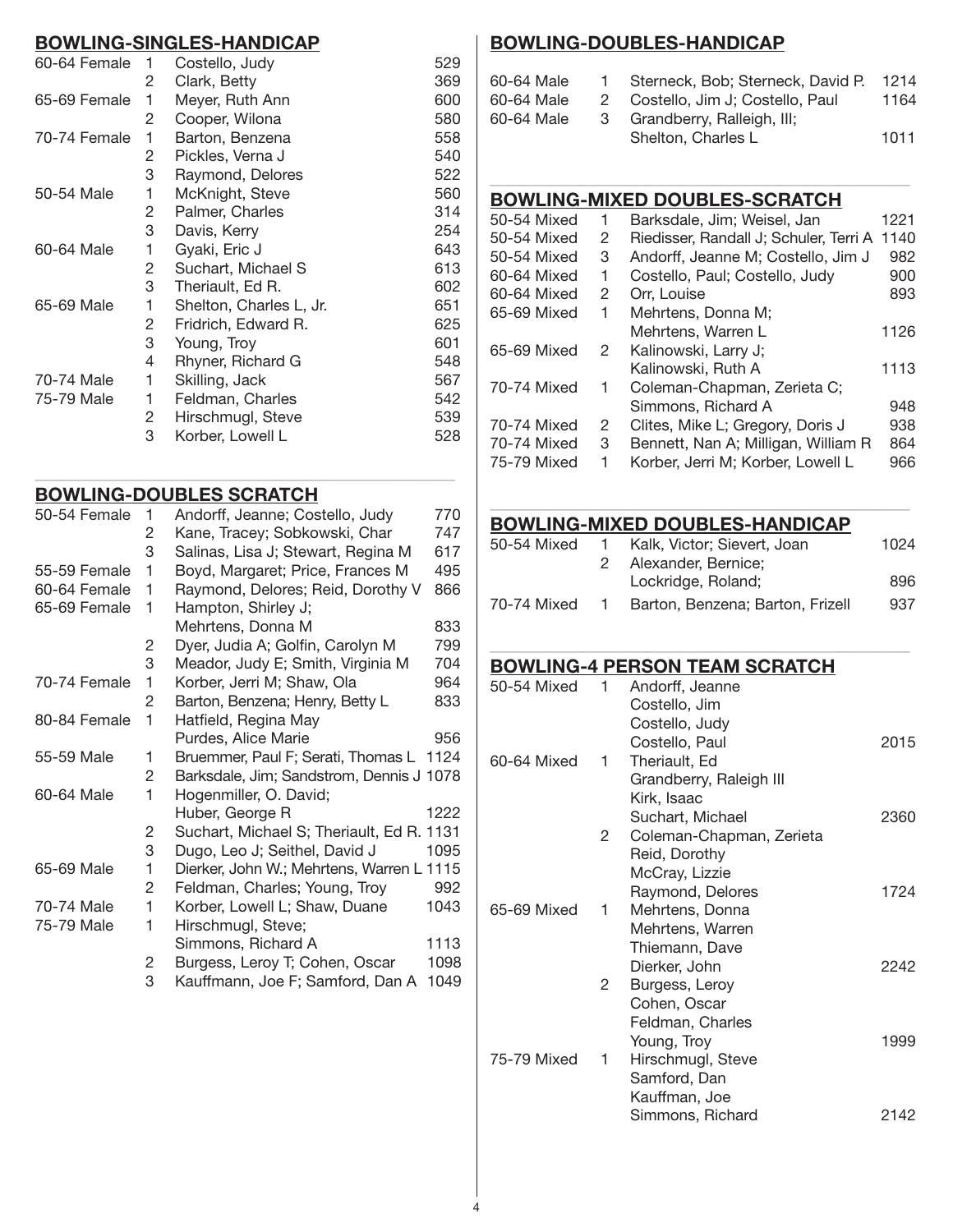## BOWLING-SINGLES-HANDICAP

| Division | Place | Name | Score |
|---|---|---|---|
| 60-64 Female | 1 | Costello, Judy | 529 |
| | 2 | Clark, Betty | 369 |
| 65-69 Female | 1 | Meyer, Ruth Ann | 600 |
| | 2 | Cooper, Wilona | 580 |
| 70-74 Female | 1 | Barton, Benzena | 558 |
| | 2 | Pickles, Verna J | 540 |
| | 3 | Raymond, Delores | 522 |
| 50-54 Male | 1 | McKnight, Steve | 560 |
| | 2 | Palmer, Charles | 314 |
| | 3 | Davis, Kerry | 254 |
| 60-64 Male | 1 | Gyaki, Eric J | 643 |
| | 2 | Suchart, Michael S | 613 |
| | 3 | Theriault, Ed R. | 602 |
| 65-69 Male | 1 | Shelton, Charles L, Jr. | 651 |
| | 2 | Fridrich, Edward R. | 625 |
| | 3 | Young, Troy | 601 |
| | 4 | Rhyner, Richard G | 548 |
| 70-74 Male | 1 | Skilling, Jack | 567 |
| 75-79 Male | 1 | Feldman, Charles | 542 |
| | 2 | Hirschmugl, Steve | 539 |
| | 3 | Korber, Lowell L | 528 |

## BOWLING-DOUBLES SCRATCH

| Division | Place | Names | Score |
|---|---|---|---|
| 50-54 Female | 1 | Andorff, Jeanne; Costello, Judy | 770 |
| | 2 | Kane, Tracey; Sobkowski, Char | 747 |
| | 3 | Salinas, Lisa J; Stewart, Regina M | 617 |
| 55-59 Female | 1 | Boyd, Margaret; Price, Frances M | 495 |
| 60-64 Female | 1 | Raymond, Delores; Reid, Dorothy V | 866 |
| 65-69 Female | 1 | Hampton, Shirley J; Mehrtens, Donna M | 833 |
| | 2 | Dyer, Judia A; Golfin, Carolyn M | 799 |
| | 3 | Meador, Judy E; Smith, Virginia M | 704 |
| 70-74 Female | 1 | Korber, Jerri M; Shaw, Ola | 964 |
| | 2 | Barton, Benzena; Henry, Betty L | 833 |
| 80-84 Female | 1 | Hatfield, Regina May; Purdes, Alice Marie | 956 |
| 55-59 Male | 1 | Bruemmer, Paul F; Serati, Thomas L | 1124 |
| | 2 | Barksdale, Jim; Sandstrom, Dennis J | 1078 |
| 60-64 Male | 1 | Hogenmiller, O. David; Huber, George R | 1222 |
| | 2 | Suchart, Michael S; Theriault, Ed R. | 1131 |
| | 3 | Dugo, Leo J; Seithel, David J | 1095 |
| 65-69 Male | 1 | Dierker, John W.; Mehrtens, Warren L | 1115 |
| | 2 | Feldman, Charles; Young, Troy | 992 |
| 70-74 Male | 1 | Korber, Lowell L; Shaw, Duane | 1043 |
| 75-79 Male | 1 | Hirschmugl, Steve; Simmons, Richard A | 1113 |
| | 2 | Burgess, Leroy T; Cohen, Oscar | 1098 |
| | 3 | Kauffmann, Joe F; Samford, Dan A | 1049 |

## BOWLING-DOUBLES-HANDICAP

| Division | Place | Names | Score |
|---|---|---|---|
| 60-64 Male | 1 | Sterneck, Bob; Sterneck, David P. | 1214 |
| 60-64 Male | 2 | Costello, Jim J; Costello, Paul | 1164 |
| 60-64 Male | 3 | Grandberry, Ralleigh, III; Shelton, Charles L | 1011 |

## BOWLING-MIXED DOUBLES-SCRATCH

| Division | Place | Names | Score |
|---|---|---|---|
| 50-54 Mixed | 1 | Barksdale, Jim; Weisel, Jan | 1221 |
| 50-54 Mixed | 2 | Riedisser, Randall J; Schuler, Terri A | 1140 |
| 50-54 Mixed | 3 | Andorff, Jeanne M; Costello, Jim J | 982 |
| 60-64 Mixed | 1 | Costello, Paul; Costello, Judy | 900 |
| 60-64 Mixed | 2 | Orr, Louise | 893 |
| 65-69 Mixed | 1 | Mehrtens, Donna M; Mehrtens, Warren L | 1126 |
| 65-69 Mixed | 2 | Kalinowski, Larry J; Kalinowski, Ruth A | 1113 |
| 70-74 Mixed | 1 | Coleman-Chapman, Zerieta C; Simmons, Richard A | 948 |
| 70-74 Mixed | 2 | Clites, Mike L; Gregory, Doris J | 938 |
| 70-74 Mixed | 3 | Bennett, Nan A; Milligan, William R | 864 |
| 75-79 Mixed | 1 | Korber, Jerri M; Korber, Lowell L | 966 |

## BOWLING-MIXED DOUBLES-HANDICAP

| Division | Place | Names | Score |
|---|---|---|---|
| 50-54 Mixed | 1 | Kalk, Victor; Sievert, Joan | 1024 |
| | 2 | Alexander, Bernice; Lockridge, Roland; | 896 |
| 70-74 Mixed | 1 | Barton, Benzena; Barton, Frizell | 937 |

## BOWLING-4 PERSON TEAM SCRATCH

| Division | Place | Names | Score |
|---|---|---|---|
| 50-54 Mixed | 1 | Andorff, Jeanne; Costello, Jim; Costello, Judy; Costello, Paul | 2015 |
| 60-64 Mixed | 1 | Theriault, Ed; Grandberry, Raleigh III; Kirk, Isaac; Suchart, Michael | 2360 |
| | 2 | Coleman-Chapman, Zerieta; Reid, Dorothy; McCray, Lizzie; Raymond, Delores | 1724 |
| 65-69 Mixed | 1 | Mehrtens, Donna; Mehrtens, Warren; Thiemann, Dave; Dierker, John | 2242 |
| | 2 | Burgess, Leroy; Cohen, Oscar; Feldman, Charles; Young, Troy | 1999 |
| 75-79 Mixed | 1 | Hirschmugl, Steve; Samford, Dan; Kauffman, Joe; Simmons, Richard | 2142 |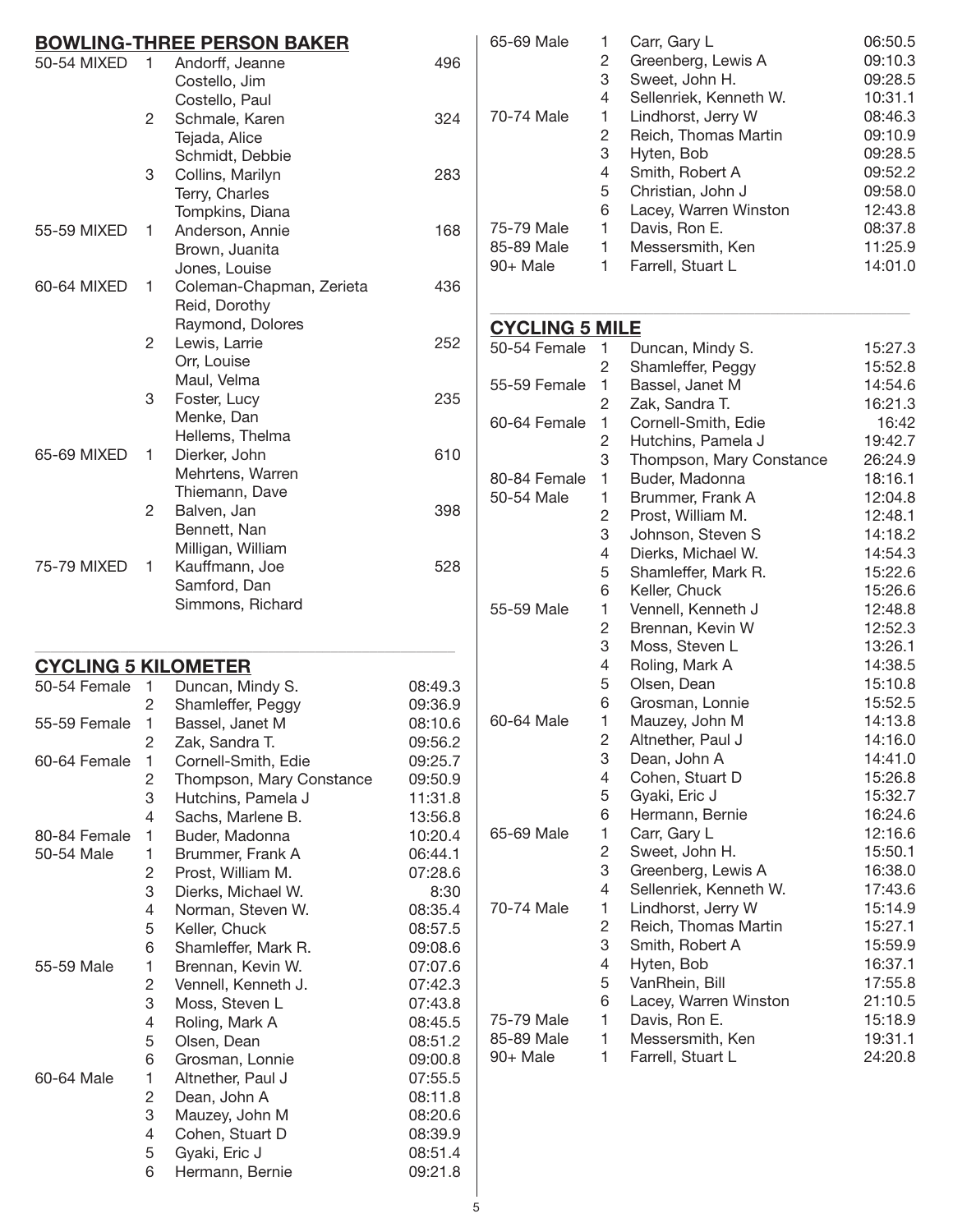## BOWLING-THREE PERSON BAKER

| Division | Place | Name | Score |
|---|---|---|---|
| 50-54 MIXED | 1 | Andorff, Jeanne<br>Costello, Jim<br>Costello, Paul | 496 |
| | 2 | Schmale, Karen<br>Tejada, Alice<br>Schmidt, Debbie | 324 |
| | 3 | Collins, Marilyn<br>Terry, Charles<br>Tompkins, Diana | 283 |
| 55-59 MIXED | 1 | Anderson, Annie<br>Brown, Juanita<br>Jones, Louise | 168 |
| 60-64 MIXED | 1 | Coleman-Chapman, Zerieta<br>Reid, Dorothy<br>Raymond, Dolores | 436 |
| | 2 | Lewis, Larrie<br>Orr, Louise<br>Maul, Velma | 252 |
| | 3 | Foster, Lucy<br>Menke, Dan<br>Hellems, Thelma | 235 |
| 65-69 MIXED | 1 | Dierker, John<br>Mehrtens, Warren<br>Thiemann, Dave | 610 |
| | 2 | Balven, Jan<br>Bennett, Nan<br>Milligan, William | 398 |
| 75-79 MIXED | 1 | Kauffmann, Joe<br>Samford, Dan<br>Simmons, Richard | 528 |

## CYCLING 5 KILOMETER

| Division | Place | Name | Time |
|---|---|---|---|
| 50-54 Female | 1 | Duncan, Mindy S. | 08:49.3 |
| | 2 | Shamleffer, Peggy | 09:36.9 |
| 55-59 Female | 1 | Bassel, Janet M | 08:10.6 |
| | 2 | Zak, Sandra T. | 09:56.2 |
| 60-64 Female | 1 | Cornell-Smith, Edie | 09:25.7 |
| | 2 | Thompson, Mary Constance | 09:50.9 |
| | 3 | Hutchins, Pamela J | 11:31.8 |
| | 4 | Sachs, Marlene B. | 13:56.8 |
| 80-84 Female | 1 | Buder, Madonna | 10:20.4 |
| 50-54 Male | 1 | Brummer, Frank A | 06:44.1 |
| | 2 | Prost, William M. | 07:28.6 |
| | 3 | Dierks, Michael W. | 8:30 |
| | 4 | Norman, Steven W. | 08:35.4 |
| | 5 | Keller, Chuck | 08:57.5 |
| | 6 | Shamleffer, Mark R. | 09:08.6 |
| 55-59 Male | 1 | Brennan, Kevin W. | 07:07.6 |
| | 2 | Vennell, Kenneth J. | 07:42.3 |
| | 3 | Moss, Steven L | 07:43.8 |
| | 4 | Roling, Mark A | 08:45.5 |
| | 5 | Olsen, Dean | 08:51.2 |
| | 6 | Grosman, Lonnie | 09:00.8 |
| 60-64 Male | 1 | Altnether, Paul J | 07:55.5 |
| | 2 | Dean, John A | 08:11.8 |
| | 3 | Mauzey, John M | 08:20.6 |
| | 4 | Cohen, Stuart D | 08:39.9 |
| | 5 | Gyaki, Eric J | 08:51.4 |
| | 6 | Hermann, Bernie | 09:21.8 |
| 65-69 Male | 1 | Carr, Gary L | 06:50.5 |
| | 2 | Greenberg, Lewis A | 09:10.3 |
| | 3 | Sweet, John H. | 09:28.5 |
| | 4 | Sellenriek, Kenneth W. | 10:31.1 |
| 70-74 Male | 1 | Lindhorst, Jerry W | 08:46.3 |
| | 2 | Reich, Thomas Martin | 09:10.9 |
| | 3 | Hyten, Bob | 09:28.5 |
| | 4 | Smith, Robert A | 09:52.2 |
| | 5 | Christian, John J | 09:58.0 |
| | 6 | Lacey, Warren Winston | 12:43.8 |
| 75-79 Male | 1 | Davis, Ron E. | 08:37.8 |
| 85-89 Male | 1 | Messersmith, Ken | 11:25.9 |
| 90+ Male | 1 | Farrell, Stuart L | 14:01.0 |

## CYCLING 5 MILE

| Division | Place | Name | Time |
|---|---|---|---|
| 50-54 Female | 1 | Duncan, Mindy S. | 15:27.3 |
| | 2 | Shamleffer, Peggy | 15:52.8 |
| 55-59 Female | 1 | Bassel, Janet M | 14:54.6 |
| | 2 | Zak, Sandra T. | 16:21.3 |
| 60-64 Female | 1 | Cornell-Smith, Edie | 16:42 |
| | 2 | Hutchins, Pamela J | 19:42.7 |
| | 3 | Thompson, Mary Constance | 26:24.9 |
| 80-84 Female | 1 | Buder, Madonna | 18:16.1 |
| 50-54 Male | 1 | Brummer, Frank A | 12:04.8 |
| | 2 | Prost, William M. | 12:48.1 |
| | 3 | Johnson, Steven S | 14:18.2 |
| | 4 | Dierks, Michael W. | 14:54.3 |
| | 5 | Shamleffer, Mark R. | 15:22.6 |
| | 6 | Keller, Chuck | 15:26.6 |
| 55-59 Male | 1 | Vennell, Kenneth J | 12:48.8 |
| | 2 | Brennan, Kevin W | 12:52.3 |
| | 3 | Moss, Steven L | 13:26.1 |
| | 4 | Roling, Mark A | 14:38.5 |
| | 5 | Olsen, Dean | 15:10.8 |
| | 6 | Grosman, Lonnie | 15:52.5 |
| 60-64 Male | 1 | Mauzey, John M | 14:13.8 |
| | 2 | Altnether, Paul J | 14:16.0 |
| | 3 | Dean, John A | 14:41.0 |
| | 4 | Cohen, Stuart D | 15:26.8 |
| | 5 | Gyaki, Eric J | 15:32.7 |
| | 6 | Hermann, Bernie | 16:24.6 |
| 65-69 Male | 1 | Carr, Gary L | 12:16.6 |
| | 2 | Sweet, John H. | 15:50.1 |
| | 3 | Greenberg, Lewis A | 16:38.0 |
| | 4 | Sellenriek, Kenneth W. | 17:43.6 |
| 70-74 Male | 1 | Lindhorst, Jerry W | 15:14.9 |
| | 2 | Reich, Thomas Martin | 15:27.1 |
| | 3 | Smith, Robert A | 15:59.9 |
| | 4 | Hyten, Bob | 16:37.1 |
| | 5 | VanRhein, Bill | 17:55.8 |
| | 6 | Lacey, Warren Winston | 21:10.5 |
| 75-79 Male | 1 | Davis, Ron E. | 15:18.9 |
| 85-89 Male | 1 | Messersmith, Ken | 19:31.1 |
| 90+ Male | 1 | Farrell, Stuart L | 24:20.8 |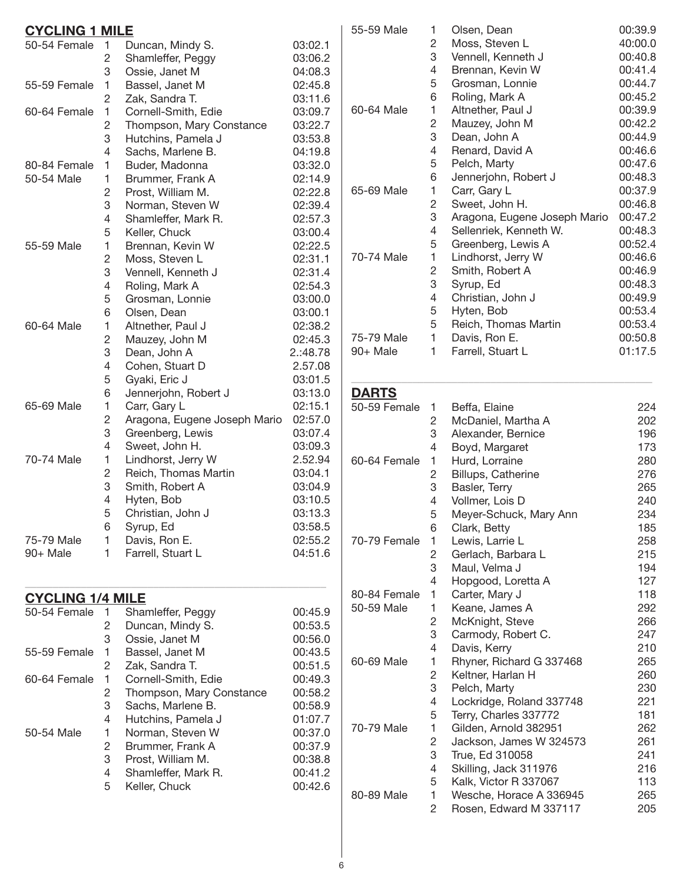## CYCLING 1 MILE

| Division | Place | Name | Time |
|---|---|---|---|
| 50-54 Female | 1 | Duncan, Mindy S. | 03:02.1 |
| | 2 | Shamleffer, Peggy | 03:06.2 |
| | 3 | Ossie, Janet M | 04:08.3 |
| 55-59 Female | 1 | Bassel, Janet M | 02:45.8 |
| | 2 | Zak, Sandra T. | 03:11.6 |
| 60-64 Female | 1 | Cornell-Smith, Edie | 03:09.7 |
| | 2 | Thompson, Mary Constance | 03:22.7 |
| | 3 | Hutchins, Pamela J | 03:53.8 |
| | 4 | Sachs, Marlene B. | 04:19.8 |
| 80-84 Female | 1 | Buder, Madonna | 03:32.0 |
| 50-54 Male | 1 | Brummer, Frank A | 02:14.9 |
| | 2 | Prost, William M. | 02:22.8 |
| | 3 | Norman, Steven W | 02:39.4 |
| | 4 | Shamleffer, Mark R. | 02:57.3 |
| | 5 | Keller, Chuck | 03:00.4 |
| 55-59 Male | 1 | Brennan, Kevin W | 02:22.5 |
| | 2 | Moss, Steven L | 02:31.1 |
| | 3 | Vennell, Kenneth J | 02:31.4 |
| | 4 | Roling, Mark A | 02:54.3 |
| | 5 | Grosman, Lonnie | 03:00.0 |
| | 6 | Olsen, Dean | 03:00.1 |
| 60-64 Male | 1 | Altnether, Paul J | 02:38.2 |
| | 2 | Mauzey, John M | 02:45.3 |
| | 3 | Dean, John A | 2.:48.78 |
| | 4 | Cohen, Stuart D | 2.57.08 |
| | 5 | Gyaki, Eric J | 03:01.5 |
| | 6 | Jennerjohn, Robert J | 03:13.0 |
| 65-69 Male | 1 | Carr, Gary L | 02:15.1 |
| | 2 | Aragona, Eugene Joseph Mario | 02:57.0 |
| | 3 | Greenberg, Lewis | 03:07.4 |
| | 4 | Sweet, John H. | 03:09.3 |
| 70-74 Male | 1 | Lindhorst, Jerry W | 2.52.94 |
| | 2 | Reich, Thomas Martin | 03:04.1 |
| | 3 | Smith, Robert A | 03:04.9 |
| | 4 | Hyten, Bob | 03:10.5 |
| | 5 | Christian, John J | 03:13.3 |
| | 6 | Syrup, Ed | 03:58.5 |
| 75-79 Male | 1 | Davis, Ron E. | 02:55.2 |
| 90+ Male | 1 | Farrell, Stuart L | 04:51.6 |

## CYCLING 1/4 MILE

| Division | Place | Name | Time |
|---|---|---|---|
| 50-54 Female | 1 | Shamleffer, Peggy | 00:45.9 |
| | 2 | Duncan, Mindy S. | 00:53.5 |
| | 3 | Ossie, Janet M | 00:56.0 |
| 55-59 Female | 1 | Bassel, Janet M | 00:43.5 |
| | 2 | Zak, Sandra T. | 00:51.5 |
| 60-64 Female | 1 | Cornell-Smith, Edie | 00:49.3 |
| | 2 | Thompson, Mary Constance | 00:58.2 |
| | 3 | Sachs, Marlene B. | 00:58.9 |
| | 4 | Hutchins, Pamela J | 01:07.7 |
| 50-54 Male | 1 | Norman, Steven W | 00:37.0 |
| | 2 | Brummer, Frank A | 00:37.9 |
| | 3 | Prost, William M. | 00:38.8 |
| | 4 | Shamleffer, Mark R. | 00:41.2 |
| | 5 | Keller, Chuck | 00:42.6 |
| 55-59 Male | 1 | Olsen, Dean | 00:39.9 |
| | 2 | Moss, Steven L | 40:00.0 |
| | 3 | Vennell, Kenneth J | 00:40.8 |
| | 4 | Brennan, Kevin W | 00:41.4 |
| | 5 | Grosman, Lonnie | 00:44.7 |
| | 6 | Roling, Mark A | 00:45.2 |
| 60-64 Male | 1 | Altnether, Paul J | 00:39.9 |
| | 2 | Mauzey, John M | 00:42.2 |
| | 3 | Dean, John A | 00:44.9 |
| | 4 | Renard, David A | 00:46.6 |
| | 5 | Pelch, Marty | 00:47.6 |
| | 6 | Jennerjohn, Robert J | 00:48.3 |
| 65-69 Male | 1 | Carr, Gary L | 00:37.9 |
| | 2 | Sweet, John H. | 00:46.8 |
| | 3 | Aragona, Eugene Joseph Mario | 00:47.2 |
| | 4 | Sellenriek, Kenneth W. | 00:48.3 |
| | 5 | Greenberg, Lewis A | 00:52.4 |
| 70-74 Male | 1 | Lindhorst, Jerry W | 00:46.6 |
| | 2 | Smith, Robert A | 00:46.9 |
| | 3 | Syrup, Ed | 00:48.3 |
| | 4 | Christian, John J | 00:49.9 |
| | 5 | Hyten, Bob | 00:53.4 |
| | 5 | Reich, Thomas Martin | 00:53.4 |
| 75-79 Male | 1 | Davis, Ron E. | 00:50.8 |
| 90+ Male | 1 | Farrell, Stuart L | 01:17.5 |

## DARTS

| Division | Place | Name | Score |
|---|---|---|---|
| 50-59 Female | 1 | Beffa, Elaine | 224 |
| | 2 | McDaniel, Martha A | 202 |
| | 3 | Alexander, Bernice | 196 |
| | 4 | Boyd, Margaret | 173 |
| 60-64 Female | 1 | Hurd, Lorraine | 280 |
| | 2 | Billups, Catherine | 276 |
| | 3 | Basler, Terry | 265 |
| | 4 | Vollmer, Lois D | 240 |
| | 5 | Meyer-Schuck, Mary Ann | 234 |
| | 6 | Clark, Betty | 185 |
| 70-79 Female | 1 | Lewis, Larrie L | 258 |
| | 2 | Gerlach, Barbara L | 215 |
| | 3 | Maul, Velma J | 194 |
| | 4 | Hopgood, Loretta A | 127 |
| 80-84 Female | 1 | Carter, Mary J | 118 |
| 50-59 Male | 1 | Keane, James A | 292 |
| | 2 | McKnight, Steve | 266 |
| | 3 | Carmody, Robert C. | 247 |
| | 4 | Davis, Kerry | 210 |
| 60-69 Male | 1 | Rhyner, Richard G 337468 | 265 |
| | 2 | Keltner, Harlan H | 260 |
| | 3 | Pelch, Marty | 230 |
| | 4 | Lockridge, Roland 337748 | 221 |
| | 5 | Terry, Charles 337772 | 181 |
| 70-79 Male | 1 | Gilden, Arnold 382951 | 262 |
| | 2 | Jackson, James W 324573 | 261 |
| | 3 | True, Ed 310058 | 241 |
| | 4 | Skilling, Jack 311976 | 216 |
| | 5 | Kalk, Victor R 337067 | 113 |
| 80-89 Male | 1 | Wesche, Horace A 336945 | 265 |
| | 2 | Rosen, Edward M 337117 | 205 |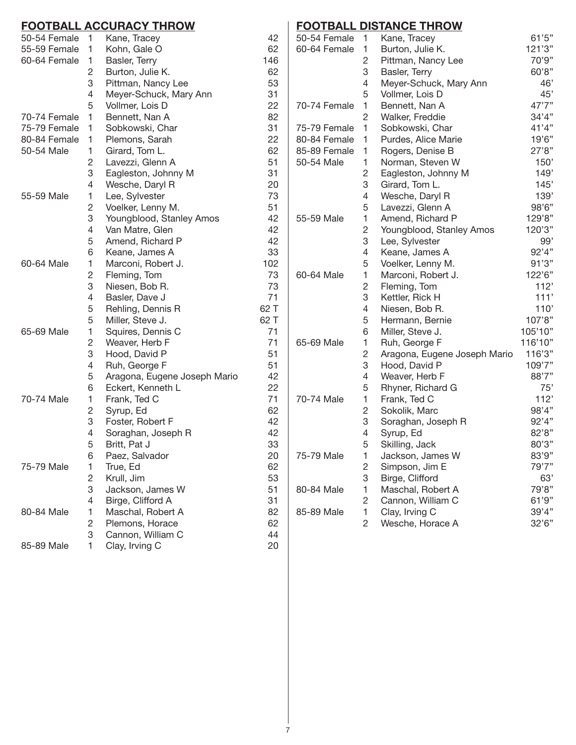## FOOTBALL ACCURACY THROW

| Division | Place | Name | Result |
|---|---|---|---|
| 50-54 Female | 1 | Kane, Tracey | 42 |
| 55-59 Female | 1 | Kohn, Gale O | 62 |
| 60-64 Female | 1 | Basler, Terry | 146 |
| | 2 | Burton, Julie K. | 62 |
| | 3 | Pittman, Nancy Lee | 53 |
| | 4 | Meyer-Schuck, Mary Ann | 31 |
| | 5 | Vollmer, Lois D | 22 |
| 70-74 Female | 1 | Bennett, Nan A | 82 |
| 75-79 Female | 1 | Sobkowski, Char | 31 |
| 80-84 Female | 1 | Plemons, Sarah | 22 |
| 50-54 Male | 1 | Girard, Tom L. | 62 |
| | 2 | Lavezzi, Glenn A | 51 |
| | 3 | Eagleston, Johnny M | 31 |
| | 4 | Wesche, Daryl R | 20 |
| 55-59 Male | 1 | Lee, Sylvester | 73 |
| | 2 | Voelker, Lenny M. | 51 |
| | 3 | Youngblood, Stanley Amos | 42 |
| | 4 | Van Matre, Glen | 42 |
| | 5 | Amend, Richard P | 42 |
| | 6 | Keane, James A | 33 |
| 60-64 Male | 1 | Marconi, Robert J. | 102 |
| | 2 | Fleming, Tom | 73 |
| | 3 | Niesen, Bob R. | 73 |
| | 4 | Basler, Dave J | 71 |
| | 5 | Rehling, Dennis R | 62 T |
| | 5 | Miller, Steve J. | 62 T |
| 65-69 Male | 1 | Squires, Dennis C | 71 |
| | 2 | Weaver, Herb F | 71 |
| | 3 | Hood, David P | 51 |
| | 4 | Ruh, George F | 51 |
| | 5 | Aragona, Eugene Joseph Mario | 42 |
| | 6 | Eckert, Kenneth L | 22 |
| 70-74 Male | 1 | Frank, Ted C | 71 |
| | 2 | Syrup, Ed | 62 |
| | 3 | Foster, Robert F | 42 |
| | 4 | Soraghan, Joseph R | 42 |
| | 5 | Britt, Pat J | 33 |
| | 6 | Paez, Salvador | 20 |
| 75-79 Male | 1 | True, Ed | 62 |
| | 2 | Krull, Jim | 53 |
| | 3 | Jackson, James W | 51 |
| | 4 | Birge, Clifford A | 31 |
| 80-84 Male | 1 | Maschal, Robert A | 82 |
| | 2 | Plemons, Horace | 62 |
| | 3 | Cannon, William C | 44 |
| 85-89 Male | 1 | Clay, Irving C | 20 |

## FOOTBALL DISTANCE THROW

| Division | Place | Name | Result |
|---|---|---|---|
| 50-54 Female | 1 | Kane, Tracey | 61'5" |
| 60-64 Female | 1 | Burton, Julie K. | 121'3" |
| | 2 | Pittman, Nancy Lee | 70'9" |
| | 3 | Basler, Terry | 60'8" |
| | 4 | Meyer-Schuck, Mary Ann | 46' |
| | 5 | Vollmer, Lois D | 45' |
| 70-74 Female | 1 | Bennett, Nan A | 47'7" |
| | 2 | Walker, Freddie | 34'4" |
| 75-79 Female | 1 | Sobkowski, Char | 41'4" |
| 80-84 Female | 1 | Purdes, Alice Marie | 19'6" |
| 85-89 Female | 1 | Rogers, Denise B | 27'8" |
| 50-54 Male | 1 | Norman, Steven W | 150' |
| | 2 | Eagleston, Johnny M | 149' |
| | 3 | Girard, Tom L. | 145' |
| | 4 | Wesche, Daryl R | 139' |
| | 5 | Lavezzi, Glenn A | 98'6" |
| 55-59 Male | 1 | Amend, Richard P | 129'8" |
| | 2 | Youngblood, Stanley Amos | 120'3" |
| | 3 | Lee, Sylvester | 99' |
| | 4 | Keane, James A | 92'4" |
| | 5 | Voelker, Lenny M. | 91'3" |
| 60-64 Male | 1 | Marconi, Robert J. | 122'6" |
| | 2 | Fleming, Tom | 112' |
| | 3 | Kettler, Rick H | 111' |
| | 4 | Niesen, Bob R. | 110' |
| | 5 | Hermann, Bernie | 107'8" |
| | 6 | Miller, Steve J. | 105'10" |
| 65-69 Male | 1 | Ruh, George F | 116'10" |
| | 2 | Aragona, Eugene Joseph Mario | 116'3" |
| | 3 | Hood, David P | 109'7" |
| | 4 | Weaver, Herb F | 88'7" |
| | 5 | Rhyner, Richard G | 75' |
| 70-74 Male | 1 | Frank, Ted C | 112' |
| | 2 | Sokolik, Marc | 98'4" |
| | 3 | Soraghan, Joseph R | 92'4" |
| | 4 | Syrup, Ed | 82'8" |
| | 5 | Skilling, Jack | 80'3" |
| 75-79 Male | 1 | Jackson, James W | 83'9" |
| | 2 | Simpson, Jim E | 79'7" |
| | 3 | Birge, Clifford | 63' |
| 80-84 Male | 1 | Maschal, Robert A | 79'8" |
| | 2 | Cannon, William C | 61'9" |
| 85-89 Male | 1 | Clay, Irving C | 39'4" |
| | 2 | Wesche, Horace A | 32'6" |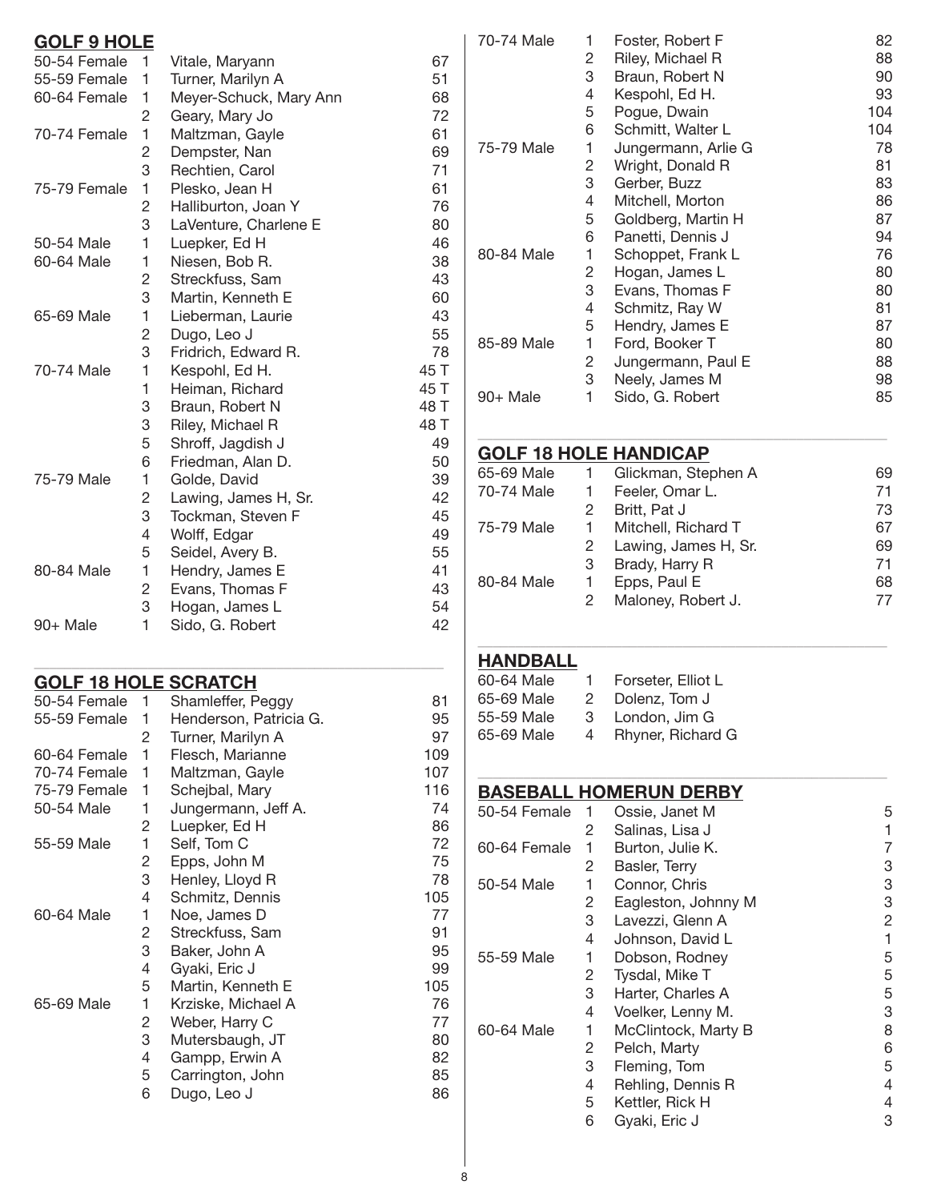## GOLF 9 HOLE

| Division | Place | Name | Score |
|---|---|---|---|
| 50-54 Female | 1 | Vitale, Maryann | 67 |
| 55-59 Female | 1 | Turner, Marilyn A | 51 |
| 60-64 Female | 1 | Meyer-Schuck, Mary Ann | 68 |
| | 2 | Geary, Mary Jo | 72 |
| 70-74 Female | 1 | Maltzman, Gayle | 61 |
| | 2 | Dempster, Nan | 69 |
| | 3 | Rechtien, Carol | 71 |
| 75-79 Female | 1 | Plesko, Jean H | 61 |
| | 2 | Halliburton, Joan Y | 76 |
| | 3 | LaVenture, Charlene E | 80 |
| 50-54 Male | 1 | Luepker, Ed H | 46 |
| 60-64 Male | 1 | Niesen, Bob R. | 38 |
| | 2 | Streckfuss, Sam | 43 |
| | 3 | Martin, Kenneth E | 60 |
| 65-69 Male | 1 | Lieberman, Laurie | 43 |
| | 2 | Dugo, Leo J | 55 |
| | 3 | Fridrich, Edward R. | 78 |
| 70-74 Male | 1 | Kespohl, Ed H. | 45 T |
| | 1 | Heiman, Richard | 45 T |
| | 3 | Braun, Robert N | 48 T |
| | 3 | Riley, Michael R | 48 T |
| | 5 | Shroff, Jagdish J | 49 |
| | 6 | Friedman, Alan D. | 50 |
| 75-79 Male | 1 | Golde, David | 39 |
| | 2 | Lawing, James H, Sr. | 42 |
| | 3 | Tockman, Steven F | 45 |
| | 4 | Wolff, Edgar | 49 |
| | 5 | Seidel, Avery B. | 55 |
| 80-84 Male | 1 | Hendry, James E | 41 |
| | 2 | Evans, Thomas F | 43 |
| | 3 | Hogan, James L | 54 |
| 90+ Male | 1 | Sido, G. Robert | 42 |

## GOLF 18 HOLE SCRATCH

| Division | Place | Name | Score |
|---|---|---|---|
| 50-54 Female | 1 | Shamleffer, Peggy | 81 |
| 55-59 Female | 1 | Henderson, Patricia G. | 95 |
| | 2 | Turner, Marilyn A | 97 |
| 60-64 Female | 1 | Flesch, Marianne | 109 |
| 70-74 Female | 1 | Maltzman, Gayle | 107 |
| 75-79 Female | 1 | Schejbal, Mary | 116 |
| 50-54 Male | 1 | Jungermann, Jeff A. | 74 |
| | 2 | Luepker, Ed H | 86 |
| 55-59 Male | 1 | Self, Tom C | 72 |
| | 2 | Epps, John M | 75 |
| | 3 | Henley, Lloyd R | 78 |
| | 4 | Schmitz, Dennis | 105 |
| 60-64 Male | 1 | Noe, James D | 77 |
| | 2 | Streckfuss, Sam | 91 |
| | 3 | Baker, John A | 95 |
| | 4 | Gyaki, Eric J | 99 |
| | 5 | Martin, Kenneth E | 105 |
| 65-69 Male | 1 | Krziske, Michael A | 76 |
| | 2 | Weber, Harry C | 77 |
| | 3 | Mutersbaugh, JT | 80 |
| | 4 | Gampp, Erwin A | 82 |
| | 5 | Carrington, John | 85 |
| | 6 | Dugo, Leo J | 86 |
| 70-74 Male | 1 | Foster, Robert F | 82 |
| | 2 | Riley, Michael R | 88 |
| | 3 | Braun, Robert N | 90 |
| | 4 | Kespohl, Ed H. | 93 |
| | 5 | Pogue, Dwain | 104 |
| | 6 | Schmitt, Walter L | 104 |
| 75-79 Male | 1 | Jungermann, Arlie G | 78 |
| | 2 | Wright, Donald R | 81 |
| | 3 | Gerber, Buzz | 83 |
| | 4 | Mitchell, Morton | 86 |
| | 5 | Goldberg, Martin H | 87 |
| | 6 | Panetti, Dennis J | 94 |
| 80-84 Male | 1 | Schoppet, Frank L | 76 |
| | 2 | Hogan, James L | 80 |
| | 3 | Evans, Thomas F | 80 |
| | 4 | Schmitz, Ray W | 81 |
| | 5 | Hendry, James E | 87 |
| 85-89 Male | 1 | Ford, Booker T | 80 |
| | 2 | Jungermann, Paul E | 88 |
| | 3 | Neely, James M | 98 |
| 90+ Male | 1 | Sido, G. Robert | 85 |

## GOLF 18 HOLE HANDICAP

| Division | Place | Name | Score |
|---|---|---|---|
| 65-69 Male | 1 | Glickman, Stephen A | 69 |
| 70-74 Male | 1 | Feeler, Omar L. | 71 |
| | 2 | Britt, Pat J | 73 |
| 75-79 Male | 1 | Mitchell, Richard T | 67 |
| | 2 | Lawing, James H, Sr. | 69 |
| | 3 | Brady, Harry R | 71 |
| 80-84 Male | 1 | Epps, Paul E | 68 |
| | 2 | Maloney, Robert J. | 77 |

## HANDBALL

| Division | Place | Name |
|---|---|---|
| 60-64 Male | 1 | Forseter, Elliot L |
| 65-69 Male | 2 | Dolenz, Tom J |
| 55-59 Male | 3 | London, Jim G |
| 65-69 Male | 4 | Rhyner, Richard G |

## BASEBALL HOMERUN DERBY

| Division | Place | Name | Score |
|---|---|---|---|
| 50-54 Female | 1 | Ossie, Janet M | 5 |
| | 2 | Salinas, Lisa J | 1 |
| 60-64 Female | 1 | Burton, Julie K. | 7 |
| | 2 | Basler, Terry | 3 |
| 50-54 Male | 1 | Connor, Chris | 3 |
| | 2 | Eagleston, Johnny M | 3 |
| | 3 | Lavezzi, Glenn A | 2 |
| | 4 | Johnson, David L | 1 |
| 55-59 Male | 1 | Dobson, Rodney | 5 |
| | 2 | Tysdal, Mike T | 5 |
| | 3 | Harter, Charles A | 5 |
| | 4 | Voelker, Lenny M. | 3 |
| 60-64 Male | 1 | McClintock, Marty B | 8 |
| | 2 | Pelch, Marty | 6 |
| | 3 | Fleming, Tom | 5 |
| | 4 | Rehling, Dennis R | 4 |
| | 5 | Kettler, Rick H | 4 |
| | 6 | Gyaki, Eric J | 3 |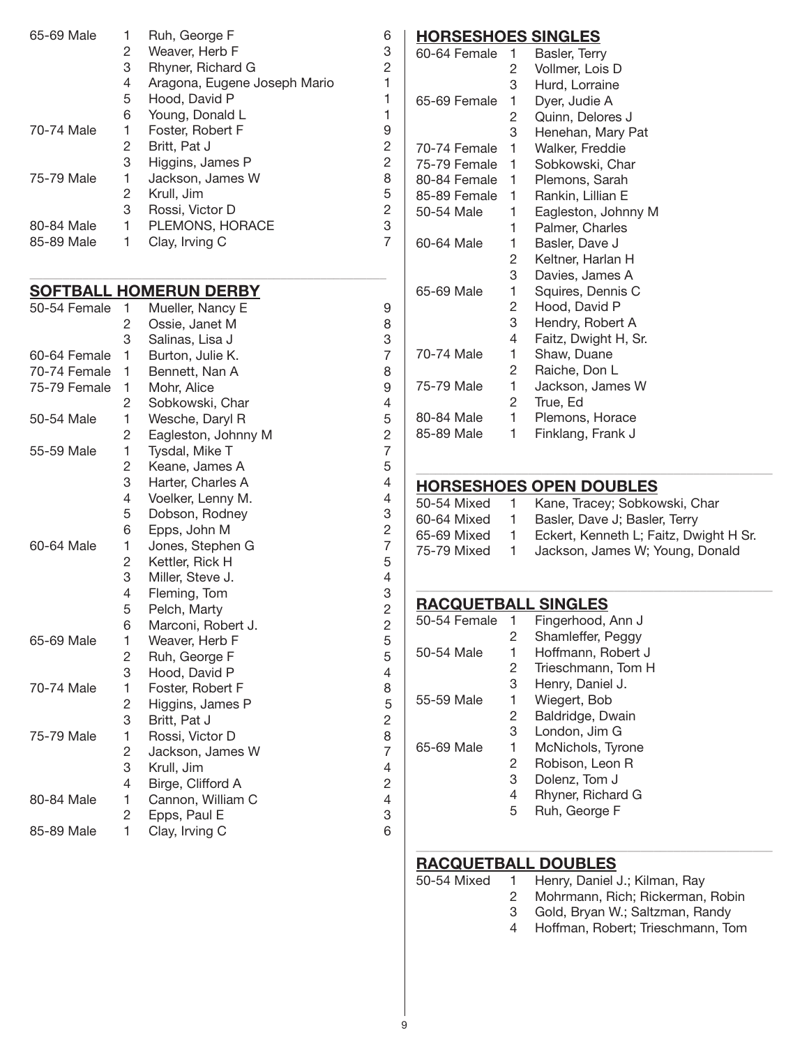| | | | |
|---|---|---|---|
| 65-69 Male | 1 | Ruh, George F | 6 |
| | 2 | Weaver, Herb F | 3 |
| | 3 | Rhyner, Richard G | 2 |
| | 4 | Aragona, Eugene Joseph Mario | 1 |
| | 5 | Hood, David P | 1 |
| | 6 | Young, Donald L | 1 |
| 70-74 Male | 1 | Foster, Robert F | 9 |
| | 2 | Britt, Pat J | 2 |
| | 3 | Higgins, James P | 2 |
| 75-79 Male | 1 | Jackson, James W | 8 |
| | 2 | Krull, Jim | 5 |
| | 3 | Rossi, Victor D | 2 |
| 80-84 Male | 1 | PLEMONS, HORACE | 3 |
| 85-89 Male | 1 | Clay, Irving C | 7 |

## SOFTBALL HOMERUN DERBY

| | | | |
|---|---|---|---|
| 50-54 Female | 1 | Mueller, Nancy E | 9 |
| | 2 | Ossie, Janet M | 8 |
| | 3 | Salinas, Lisa J | 3 |
| 60-64 Female | 1 | Burton, Julie K. | 7 |
| 70-74 Female | 1 | Bennett, Nan A | 8 |
| 75-79 Female | 1 | Mohr, Alice | 9 |
| | 2 | Sobkowski, Char | 4 |
| 50-54 Male | 1 | Wesche, Daryl R | 5 |
| | 2 | Eagleston, Johnny M | 2 |
| 55-59 Male | 1 | Tysdal, Mike T | 7 |
| | 2 | Keane, James A | 5 |
| | 3 | Harter, Charles A | 4 |
| | 4 | Voelker, Lenny M. | 4 |
| | 5 | Dobson, Rodney | 3 |
| | 6 | Epps, John M | 2 |
| 60-64 Male | 1 | Jones, Stephen G | 7 |
| | 2 | Kettler, Rick H | 5 |
| | 3 | Miller, Steve J. | 4 |
| | 4 | Fleming, Tom | 3 |
| | 5 | Pelch, Marty | 2 |
| | 6 | Marconi, Robert J. | 2 |
| 65-69 Male | 1 | Weaver, Herb F | 5 |
| | 2 | Ruh, George F | 5 |
| | 3 | Hood, David P | 4 |
| 70-74 Male | 1 | Foster, Robert F | 8 |
| | 2 | Higgins, James P | 5 |
| | 3 | Britt, Pat J | 2 |
| 75-79 Male | 1 | Rossi, Victor D | 8 |
| | 2 | Jackson, James W | 7 |
| | 3 | Krull, Jim | 4 |
| | 4 | Birge, Clifford A | 2 |
| 80-84 Male | 1 | Cannon, William C | 4 |
| | 2 | Epps, Paul E | 3 |
| 85-89 Male | 1 | Clay, Irving C | 6 |

## HORSESHOES SINGLES

| | | |
|---|---|---|
| 60-64 Female | 1 | Basler, Terry |
| | 2 | Vollmer, Lois D |
| | 3 | Hurd, Lorraine |
| 65-69 Female | 1 | Dyer, Judie A |
| | 2 | Quinn, Delores J |
| | 3 | Henehan, Mary Pat |
| 70-74 Female | 1 | Walker, Freddie |
| 75-79 Female | 1 | Sobkowski, Char |
| 80-84 Female | 1 | Plemons, Sarah |
| 85-89 Female | 1 | Rankin, Lillian E |
| 50-54 Male | 1 | Eagleston, Johnny M |
| | 1 | Palmer, Charles |
| 60-64 Male | 1 | Basler, Dave J |
| | 2 | Keltner, Harlan H |
| | 3 | Davies, James A |
| 65-69 Male | 1 | Squires, Dennis C |
| | 2 | Hood, David P |
| | 3 | Hendry, Robert A |
| | 4 | Faitz, Dwight H, Sr. |
| 70-74 Male | 1 | Shaw, Duane |
| | 2 | Raiche, Don L |
| 75-79 Male | 1 | Jackson, James W |
| | 2 | True, Ed |
| 80-84 Male | 1 | Plemons, Horace |
| 85-89 Male | 1 | Finklang, Frank J |

## HORSESHOES OPEN DOUBLES

| | | |
|---|---|---|
| 50-54 Mixed | 1 | Kane, Tracey; Sobkowski, Char |
| 60-64 Mixed | 1 | Basler, Dave J; Basler, Terry |
| 65-69 Mixed | 1 | Eckert, Kenneth L; Faitz, Dwight H Sr. |
| 75-79 Mixed | 1 | Jackson, James W; Young, Donald |

## RACQUETBALL SINGLES

| | | |
|---|---|---|
| 50-54 Female | 1 | Fingerhood, Ann J |
| | 2 | Shamleffer, Peggy |
| 50-54 Male | 1 | Hoffmann, Robert J |
| | 2 | Trieschmann, Tom H |
| | 3 | Henry, Daniel J. |
| 55-59 Male | 1 | Wiegert, Bob |
| | 2 | Baldridge, Dwain |
| | 3 | London, Jim G |
| 65-69 Male | 1 | McNichols, Tyrone |
| | 2 | Robison, Leon R |
| | 3 | Dolenz, Tom J |
| | 4 | Rhyner, Richard G |
| | 5 | Ruh, George F |

## RACQUETBALL DOUBLES

| | | |
|---|---|---|
| 50-54 Mixed | 1 | Henry, Daniel J.; Kilman, Ray |
| | 2 | Mohrmann, Rich; Rickerman, Robin |
| | 3 | Gold, Bryan W.; Saltzman, Randy |
| | 4 | Hoffman, Robert; Trieschmann, Tom |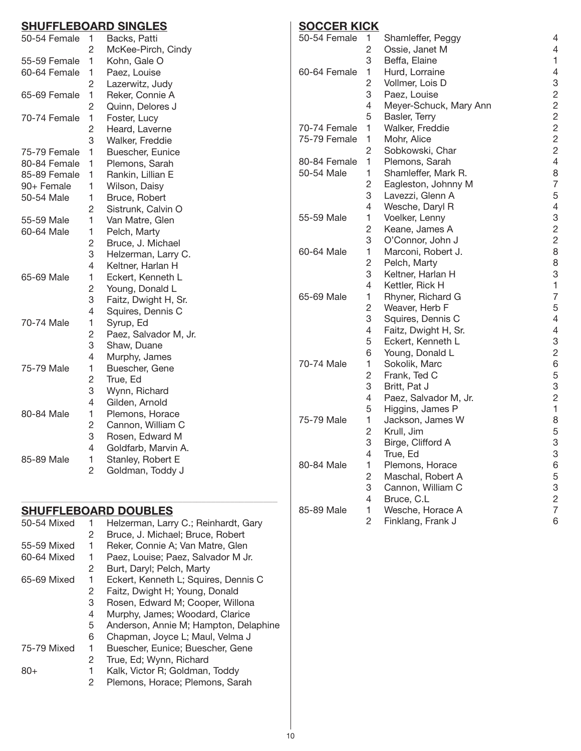## SHUFFLEBOARD SINGLES

| Division | Place | Name |
|---|---|---|
| 50-54 Female | 1 | Backs, Patti |
| | 2 | McKee-Pirch, Cindy |
| 55-59 Female | 1 | Kohn, Gale O |
| 60-64 Female | 1 | Paez, Louise |
| | 2 | Lazerwitz, Judy |
| 65-69 Female | 1 | Reker, Connie A |
| | 2 | Quinn, Delores J |
| 70-74 Female | 1 | Foster, Lucy |
| | 2 | Heard, Laverne |
| | 3 | Walker, Freddie |
| 75-79 Female | 1 | Buescher, Eunice |
| 80-84 Female | 1 | Plemons, Sarah |
| 85-89 Female | 1 | Rankin, Lillian E |
| 90+ Female | 1 | Wilson, Daisy |
| 50-54 Male | 1 | Bruce, Robert |
| | 2 | Sistrunk, Calvin O |
| 55-59 Male | 1 | Van Matre, Glen |
| 60-64 Male | 1 | Pelch, Marty |
| | 2 | Bruce, J. Michael |
| | 3 | Helzerman, Larry C. |
| | 4 | Keltner, Harlan H |
| 65-69 Male | 1 | Eckert, Kenneth L |
| | 2 | Young, Donald L |
| | 3 | Faitz, Dwight H, Sr. |
| | 4 | Squires, Dennis C |
| 70-74 Male | 1 | Syrup, Ed |
| | 2 | Paez, Salvador M, Jr. |
| | 3 | Shaw, Duane |
| | 4 | Murphy, James |
| 75-79 Male | 1 | Buescher, Gene |
| | 2 | True, Ed |
| | 3 | Wynn, Richard |
| | 4 | Gilden, Arnold |
| 80-84 Male | 1 | Plemons, Horace |
| | 2 | Cannon, William C |
| | 3 | Rosen, Edward M |
| | 4 | Goldfarb, Marvin A. |
| 85-89 Male | 1 | Stanley, Robert E |
| | 2 | Goldman, Toddy J |

## SHUFFLEBOARD DOUBLES

| Division | Place | Names |
|---|---|---|
| 50-54 Mixed | 1 | Helzerman, Larry C.; Reinhardt, Gary |
| | 2 | Bruce, J. Michael; Bruce, Robert |
| 55-59 Mixed | 1 | Reker, Connie A; Van Matre, Glen |
| 60-64 Mixed | 1 | Paez, Louise; Paez, Salvador M Jr. |
| | 2 | Burt, Daryl; Pelch, Marty |
| 65-69 Mixed | 1 | Eckert, Kenneth L; Squires, Dennis C |
| | 2 | Faitz, Dwight H; Young, Donald |
| | 3 | Rosen, Edward M; Cooper, Willona |
| | 4 | Murphy, James; Woodard, Clarice |
| | 5 | Anderson, Annie M; Hampton, Delaphine |
| | 6 | Chapman, Joyce L; Maul, Velma J |
| 75-79 Mixed | 1 | Buescher, Eunice; Buescher, Gene |
| | 2 | True, Ed; Wynn, Richard |
| 80+ | 1 | Kalk, Victor R; Goldman, Toddy |
| | 2 | Plemons, Horace; Plemons, Sarah |

## SOCCER KICK

| Division | Place | Name | Score |
|---|---|---|---|
| 50-54 Female | 1 | Shamleffer, Peggy | 4 |
| | 2 | Ossie, Janet M | 4 |
| | 3 | Beffa, Elaine | 1 |
| 60-64 Female | 1 | Hurd, Lorraine | 4 |
| | 2 | Vollmer, Lois D | 3 |
| | 3 | Paez, Louise | 2 |
| | 4 | Meyer-Schuck, Mary Ann | 2 |
| | 5 | Basler, Terry | 2 |
| 70-74 Female | 1 | Walker, Freddie | 2 |
| 75-79 Female | 1 | Mohr, Alice | 2 |
| | 2 | Sobkowski, Char | 2 |
| 80-84 Female | 1 | Plemons, Sarah | 4 |
| 50-54 Male | 1 | Shamleffer, Mark R. | 8 |
| | 2 | Eagleston, Johnny M | 7 |
| | 3 | Lavezzi, Glenn A | 5 |
| | 4 | Wesche, Daryl R | 4 |
| 55-59 Male | 1 | Voelker, Lenny | 3 |
| | 2 | Keane, James A | 2 |
| | 3 | O'Connor, John J | 2 |
| 60-64 Male | 1 | Marconi, Robert J. | 8 |
| | 2 | Pelch, Marty | 8 |
| | 3 | Keltner, Harlan H | 3 |
| | 4 | Kettler, Rick H | 1 |
| 65-69 Male | 1 | Rhyner, Richard G | 7 |
| | 2 | Weaver, Herb F | 5 |
| | 3 | Squires, Dennis C | 4 |
| | 4 | Faitz, Dwight H, Sr. | 4 |
| | 5 | Eckert, Kenneth L | 3 |
| | 6 | Young, Donald L | 2 |
| 70-74 Male | 1 | Sokolik, Marc | 6 |
| | 2 | Frank, Ted C | 5 |
| | 3 | Britt, Pat J | 3 |
| | 4 | Paez, Salvador M, Jr. | 2 |
| | 5 | Higgins, James P | 1 |
| 75-79 Male | 1 | Jackson, James W | 8 |
| | 2 | Krull, Jim | 5 |
| | 3 | Birge, Clifford A | 3 |
| | 4 | True, Ed | 3 |
| 80-84 Male | 1 | Plemons, Horace | 6 |
| | 2 | Maschal, Robert A | 5 |
| | 3 | Cannon, William C | 3 |
| | 4 | Bruce, C.L | 2 |
| 85-89 Male | 1 | Wesche, Horace A | 7 |
| | 2 | Finklang, Frank J | 6 |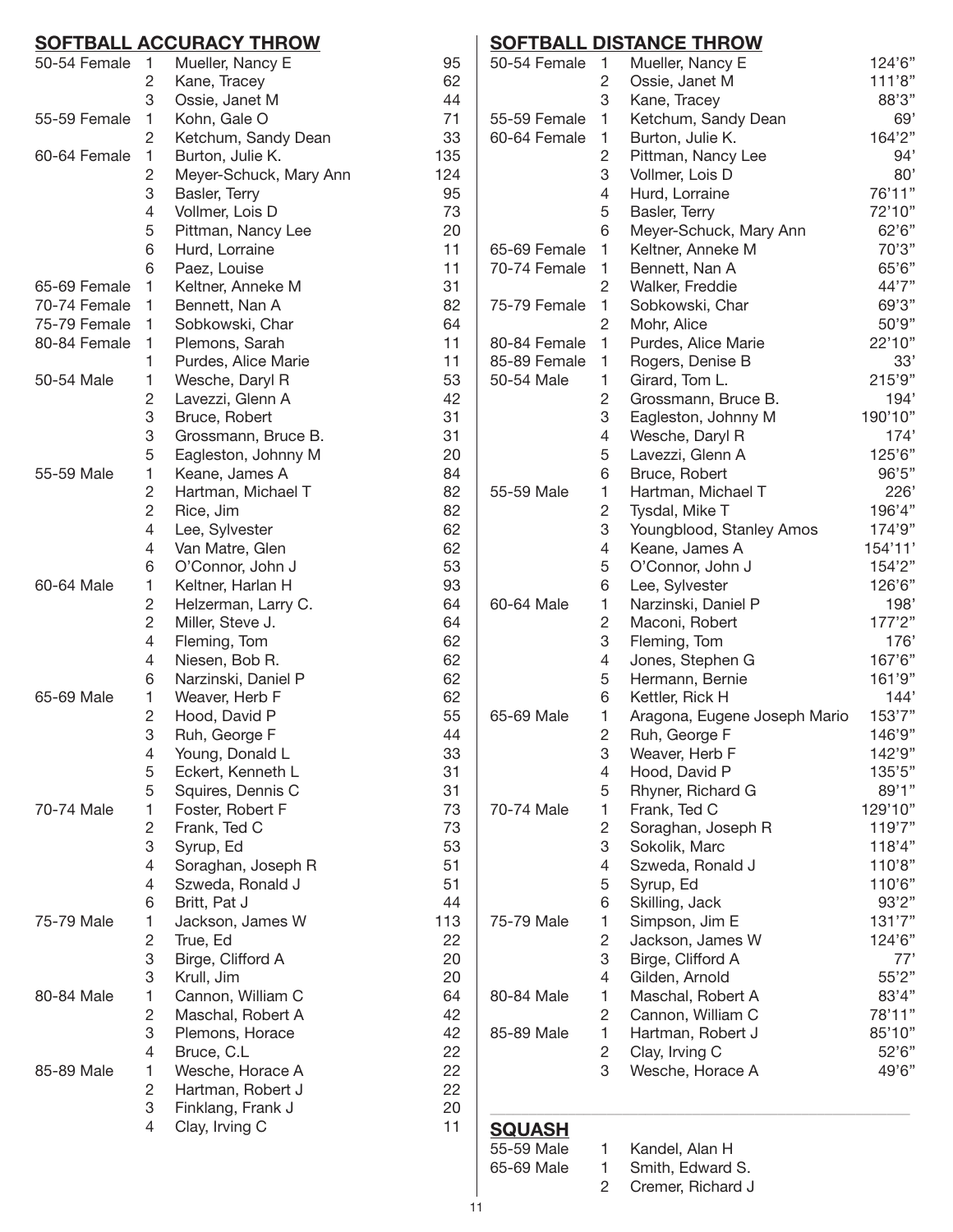## SOFTBALL ACCURACY THROW

| Division | Place | Name | Score |
|---|---|---|---|
| 50-54 Female | 1 | Mueller, Nancy E | 95 |
| | 2 | Kane, Tracey | 62 |
| | 3 | Ossie, Janet M | 44 |
| 55-59 Female | 1 | Kohn, Gale O | 71 |
| | 2 | Ketchum, Sandy Dean | 33 |
| 60-64 Female | 1 | Burton, Julie K. | 135 |
| | 2 | Meyer-Schuck, Mary Ann | 124 |
| | 3 | Basler, Terry | 95 |
| | 4 | Vollmer, Lois D | 73 |
| | 5 | Pittman, Nancy Lee | 20 |
| | 6 | Hurd, Lorraine | 11 |
| | 6 | Paez, Louise | 11 |
| 65-69 Female | 1 | Keltner, Anneke M | 31 |
| 70-74 Female | 1 | Bennett, Nan A | 82 |
| 75-79 Female | 1 | Sobkowski, Char | 64 |
| 80-84 Female | 1 | Plemons, Sarah | 11 |
| | 1 | Purdes, Alice Marie | 11 |
| 50-54 Male | 1 | Wesche, Daryl R | 53 |
| | 2 | Lavezzi, Glenn A | 42 |
| | 3 | Bruce, Robert | 31 |
| | 3 | Grossmann, Bruce B. | 31 |
| | 5 | Eagleston, Johnny M | 20 |
| 55-59 Male | 1 | Keane, James A | 84 |
| | 2 | Hartman, Michael T | 82 |
| | 2 | Rice, Jim | 82 |
| | 4 | Lee, Sylvester | 62 |
| | 4 | Van Matre, Glen | 62 |
| | 6 | O'Connor, John J | 53 |
| 60-64 Male | 1 | Keltner, Harlan H | 93 |
| | 2 | Helzerman, Larry C. | 64 |
| | 2 | Miller, Steve J. | 64 |
| | 4 | Fleming, Tom | 62 |
| | 4 | Niesen, Bob R. | 62 |
| | 6 | Narzinski, Daniel P | 62 |
| 65-69 Male | 1 | Weaver, Herb F | 62 |
| | 2 | Hood, David P | 55 |
| | 3 | Ruh, George F | 44 |
| | 4 | Young, Donald L | 33 |
| | 5 | Eckert, Kenneth L | 31 |
| | 5 | Squires, Dennis C | 31 |
| 70-74 Male | 1 | Foster, Robert F | 73 |
| | 2 | Frank, Ted C | 73 |
| | 3 | Syrup, Ed | 53 |
| | 4 | Soraghan, Joseph R | 51 |
| | 4 | Szweda, Ronald J | 51 |
| | 6 | Britt, Pat J | 44 |
| 75-79 Male | 1 | Jackson, James W | 113 |
| | 2 | True, Ed | 22 |
| | 3 | Birge, Clifford A | 20 |
| | 3 | Krull, Jim | 20 |
| 80-84 Male | 1 | Cannon, William C | 64 |
| | 2 | Maschal, Robert A | 42 |
| | 3 | Plemons, Horace | 42 |
| | 4 | Bruce, C.L | 22 |
| 85-89 Male | 1 | Wesche, Horace A | 22 |
| | 2 | Hartman, Robert J | 22 |
| | 3 | Finklang, Frank J | 20 |
| | 4 | Clay, Irving C | 11 |

## SOFTBALL DISTANCE THROW

| Division | Place | Name | Distance |
|---|---|---|---|
| 50-54 Female | 1 | Mueller, Nancy E | 124'6" |
| | 2 | Ossie, Janet M | 111'8" |
| | 3 | Kane, Tracey | 88'3" |
| 55-59 Female | 1 | Ketchum, Sandy Dean | 69' |
| 60-64 Female | 1 | Burton, Julie K. | 164'2" |
| | 2 | Pittman, Nancy Lee | 94' |
| | 3 | Vollmer, Lois D | 80' |
| | 4 | Hurd, Lorraine | 76'11" |
| | 5 | Basler, Terry | 72'10" |
| | 6 | Meyer-Schuck, Mary Ann | 62'6" |
| 65-69 Female | 1 | Keltner, Anneke M | 70'3" |
| 70-74 Female | 1 | Bennett, Nan A | 65'6" |
| | 2 | Walker, Freddie | 44'7" |
| 75-79 Female | 1 | Sobkowski, Char | 69'3" |
| | 2 | Mohr, Alice | 50'9" |
| 80-84 Female | 1 | Purdes, Alice Marie | 22'10" |
| 85-89 Female | 1 | Rogers, Denise B | 33' |
| 50-54 Male | 1 | Girard, Tom L. | 215'9" |
| | 2 | Grossmann, Bruce B. | 194' |
| | 3 | Eagleston, Johnny M | 190'10" |
| | 4 | Wesche, Daryl R | 174' |
| | 5 | Lavezzi, Glenn A | 125'6" |
| | 6 | Bruce, Robert | 96'5" |
| 55-59 Male | 1 | Hartman, Michael T | 226' |
| | 2 | Tysdal, Mike T | 196'4" |
| | 3 | Youngblood, Stanley Amos | 174'9" |
| | 4 | Keane, James A | 154'11' |
| | 5 | O'Connor, John J | 154'2" |
| | 6 | Lee, Sylvester | 126'6" |
| 60-64 Male | 1 | Narzinski, Daniel P | 198' |
| | 2 | Maconi, Robert | 177'2" |
| | 3 | Fleming, Tom | 176' |
| | 4 | Jones, Stephen G | 167'6" |
| | 5 | Hermann, Bernie | 161'9" |
| | 6 | Kettler, Rick H | 144' |
| 65-69 Male | 1 | Aragona, Eugene Joseph Mario | 153'7" |
| | 2 | Ruh, George F | 146'9" |
| | 3 | Weaver, Herb F | 142'9" |
| | 4 | Hood, David P | 135'5" |
| | 5 | Rhyner, Richard G | 89'1" |
| 70-74 Male | 1 | Frank, Ted C | 129'10" |
| | 2 | Soraghan, Joseph R | 119'7" |
| | 3 | Sokolik, Marc | 118'4" |
| | 4 | Szweda, Ronald J | 110'8" |
| | 5 | Syrup, Ed | 110'6" |
| | 6 | Skilling, Jack | 93'2" |
| 75-79 Male | 1 | Simpson, Jim E | 131'7" |
| | 2 | Jackson, James W | 124'6" |
| | 3 | Birge, Clifford A | 77' |
| | 4 | Gilden, Arnold | 55'2" |
| 80-84 Male | 1 | Maschal, Robert A | 83'4" |
| | 2 | Cannon, William C | 78'11" |
| 85-89 Male | 1 | Hartman, Robert J | 85'10" |
| | 2 | Clay, Irving C | 52'6" |
| | 3 | Wesche, Horace A | 49'6" |

## SQUASH

| Division | Place | Name |
|---|---|---|
| 55-59 Male | 1 | Kandel, Alan H |
| 65-69 Male | 1 | Smith, Edward S. |
| | 2 | Cremer, Richard J |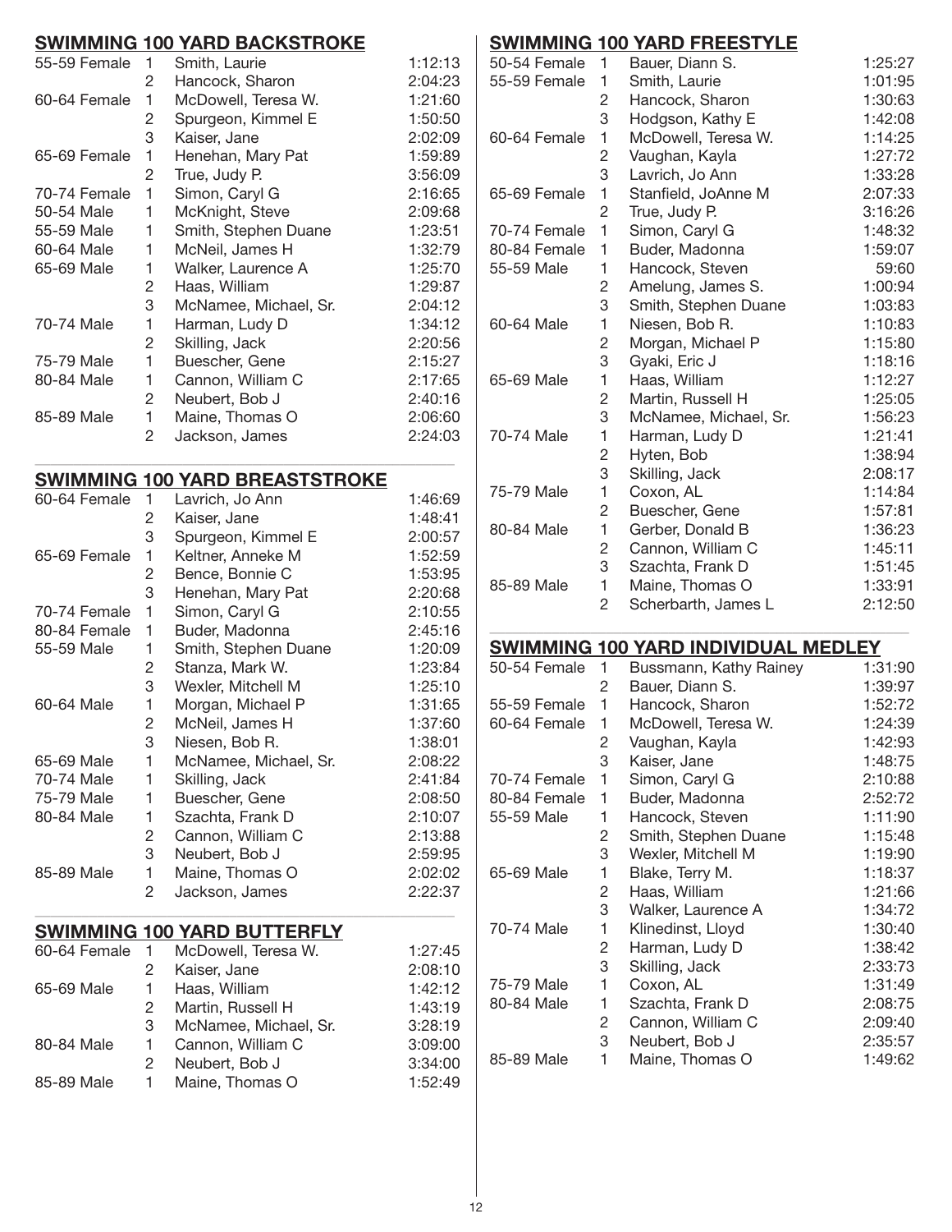## SWIMMING 100 YARD BACKSTROKE

| Division | Place | Name | Time |
|---|---|---|---|
| 55-59 Female | 1 | Smith, Laurie | 1:12:13 |
| | 2 | Hancock, Sharon | 2:04:23 |
| 60-64 Female | 1 | McDowell, Teresa W. | 1:21:60 |
| | 2 | Spurgeon, Kimmel E | 1:50:50 |
| | 3 | Kaiser, Jane | 2:02:09 |
| 65-69 Female | 1 | Henehan, Mary Pat | 1:59:89 |
| | 2 | True, Judy P. | 3:56:09 |
| 70-74 Female | 1 | Simon, Caryl G | 2:16:65 |
| 50-54 Male | 1 | McKnight, Steve | 2:09:68 |
| 55-59 Male | 1 | Smith, Stephen Duane | 1:23:51 |
| 60-64 Male | 1 | McNeil, James H | 1:32:79 |
| 65-69 Male | 1 | Walker, Laurence A | 1:25:70 |
| | 2 | Haas, William | 1:29:87 |
| | 3 | McNamee, Michael, Sr. | 2:04:12 |
| 70-74 Male | 1 | Harman, Ludy D | 1:34:12 |
| | 2 | Skilling, Jack | 2:20:56 |
| 75-79 Male | 1 | Buescher, Gene | 2:15:27 |
| 80-84 Male | 1 | Cannon, William C | 2:17:65 |
| | 2 | Neubert, Bob J | 2:40:16 |
| 85-89 Male | 1 | Maine, Thomas O | 2:06:60 |
| | 2 | Jackson, James | 2:24:03 |

## SWIMMING 100 YARD BREASTSTROKE

| Division | Place | Name | Time |
|---|---|---|---|
| 60-64 Female | 1 | Lavrich, Jo Ann | 1:46:69 |
| | 2 | Kaiser, Jane | 1:48:41 |
| | 3 | Spurgeon, Kimmel E | 2:00:57 |
| 65-69 Female | 1 | Keltner, Anneke M | 1:52:59 |
| | 2 | Bence, Bonnie C | 1:53:95 |
| | 3 | Henehan, Mary Pat | 2:20:68 |
| 70-74 Female | 1 | Simon, Caryl G | 2:10:55 |
| 80-84 Female | 1 | Buder, Madonna | 2:45:16 |
| 55-59 Male | 1 | Smith, Stephen Duane | 1:20:09 |
| | 2 | Stanza, Mark W. | 1:23:84 |
| | 3 | Wexler, Mitchell M | 1:25:10 |
| 60-64 Male | 1 | Morgan, Michael P | 1:31:65 |
| | 2 | McNeil, James H | 1:37:60 |
| | 3 | Niesen, Bob R. | 1:38:01 |
| 65-69 Male | 1 | McNamee, Michael, Sr. | 2:08:22 |
| 70-74 Male | 1 | Skilling, Jack | 2:41:84 |
| 75-79 Male | 1 | Buescher, Gene | 2:08:50 |
| 80-84 Male | 1 | Szachta, Frank D | 2:10:07 |
| | 2 | Cannon, William C | 2:13:88 |
| | 3 | Neubert, Bob J | 2:59:95 |
| 85-89 Male | 1 | Maine, Thomas O | 2:02:02 |
| | 2 | Jackson, James | 2:22:37 |

## SWIMMING 100 YARD BUTTERFLY

| Division | Place | Name | Time |
|---|---|---|---|
| 60-64 Female | 1 | McDowell, Teresa W. | 1:27:45 |
| | 2 | Kaiser, Jane | 2:08:10 |
| 65-69 Male | 1 | Haas, William | 1:42:12 |
| | 2 | Martin, Russell H | 1:43:19 |
| | 3 | McNamee, Michael, Sr. | 3:28:19 |
| 80-84 Male | 1 | Cannon, William C | 3:09:00 |
| | 2 | Neubert, Bob J | 3:34:00 |
| 85-89 Male | 1 | Maine, Thomas O | 1:52:49 |

## SWIMMING 100 YARD FREESTYLE

| Division | Place | Name | Time |
|---|---|---|---|
| 50-54 Female | 1 | Bauer, Diann S. | 1:25:27 |
| 55-59 Female | 1 | Smith, Laurie | 1:01:95 |
| | 2 | Hancock, Sharon | 1:30:63 |
| | 3 | Hodgson, Kathy E | 1:42:08 |
| 60-64 Female | 1 | McDowell, Teresa W. | 1:14:25 |
| | 2 | Vaughan, Kayla | 1:27:72 |
| | 3 | Lavrich, Jo Ann | 1:33:28 |
| 65-69 Female | 1 | Stanfield, JoAnne M | 2:07:33 |
| | 2 | True, Judy P. | 3:16:26 |
| 70-74 Female | 1 | Simon, Caryl G | 1:48:32 |
| 80-84 Female | 1 | Buder, Madonna | 1:59:07 |
| 55-59 Male | 1 | Hancock, Steven | 59:60 |
| | 2 | Amelung, James S. | 1:00:94 |
| | 3 | Smith, Stephen Duane | 1:03:83 |
| 60-64 Male | 1 | Niesen, Bob R. | 1:10:83 |
| | 2 | Morgan, Michael P | 1:15:80 |
| | 3 | Gyaki, Eric J | 1:18:16 |
| 65-69 Male | 1 | Haas, William | 1:12:27 |
| | 2 | Martin, Russell H | 1:25:05 |
| | 3 | McNamee, Michael, Sr. | 1:56:23 |
| 70-74 Male | 1 | Harman, Ludy D | 1:21:41 |
| | 2 | Hyten, Bob | 1:38:94 |
| | 3 | Skilling, Jack | 2:08:17 |
| 75-79 Male | 1 | Coxon, AL | 1:14:84 |
| | 2 | Buescher, Gene | 1:57:81 |
| 80-84 Male | 1 | Gerber, Donald B | 1:36:23 |
| | 2 | Cannon, William C | 1:45:11 |
| | 3 | Szachta, Frank D | 1:51:45 |
| 85-89 Male | 1 | Maine, Thomas O | 1:33:91 |
| | 2 | Scherbarth, James L | 2:12:50 |

## SWIMMING 100 YARD INDIVIDUAL MEDLEY

| Division | Place | Name | Time |
|---|---|---|---|
| 50-54 Female | 1 | Bussmann, Kathy Rainey | 1:31:90 |
| | 2 | Bauer, Diann S. | 1:39:97 |
| 55-59 Female | 1 | Hancock, Sharon | 1:52:72 |
| 60-64 Female | 1 | McDowell, Teresa W. | 1:24:39 |
| | 2 | Vaughan, Kayla | 1:42:93 |
| | 3 | Kaiser, Jane | 1:48:75 |
| 70-74 Female | 1 | Simon, Caryl G | 2:10:88 |
| 80-84 Female | 1 | Buder, Madonna | 2:52:72 |
| 55-59 Male | 1 | Hancock, Steven | 1:11:90 |
| | 2 | Smith, Stephen Duane | 1:15:48 |
| | 3 | Wexler, Mitchell M | 1:19:90 |
| 65-69 Male | 1 | Blake, Terry M. | 1:18:37 |
| | 2 | Haas, William | 1:21:66 |
| | 3 | Walker, Laurence A | 1:34:72 |
| 70-74 Male | 1 | Klinedinst, Lloyd | 1:30:40 |
| | 2 | Harman, Ludy D | 1:38:42 |
| | 3 | Skilling, Jack | 2:33:73 |
| 75-79 Male | 1 | Coxon, AL | 1:31:49 |
| 80-84 Male | 1 | Szachta, Frank D | 2:08:75 |
| | 2 | Cannon, William C | 2:09:40 |
| | 3 | Neubert, Bob J | 2:35:57 |
| 85-89 Male | 1 | Maine, Thomas O | 1:49:62 |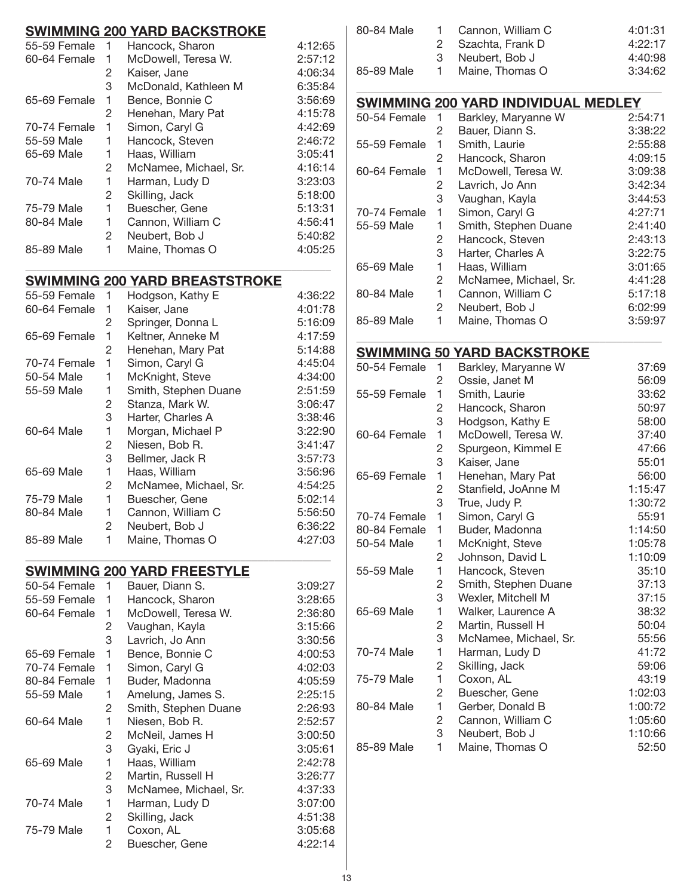## SWIMMING 200 YARD BACKSTROKE

| | | | |
|---|---|---|---|
| 55-59 Female | 1 | Hancock, Sharon | 4:12:65 |
| 60-64 Female | 1 | McDowell, Teresa W. | 2:57:12 |
| | 2 | Kaiser, Jane | 4:06:34 |
| | 3 | McDonald, Kathleen M | 6:35:84 |
| 65-69 Female | 1 | Bence, Bonnie C | 3:56:69 |
| | 2 | Henehan, Mary Pat | 4:15:78 |
| 70-74 Female | 1 | Simon, Caryl G | 4:42:69 |
| 55-59 Male | 1 | Hancock, Steven | 2:46:72 |
| 65-69 Male | 1 | Haas, William | 3:05:41 |
| | 2 | McNamee, Michael, Sr. | 4:16:14 |
| 70-74 Male | 1 | Harman, Ludy D | 3:23:03 |
| | 2 | Skilling, Jack | 5:18:00 |
| 75-79 Male | 1 | Buescher, Gene | 5:13:31 |
| 80-84 Male | 1 | Cannon, William C | 4:56:41 |
| | 2 | Neubert, Bob J | 5:40:82 |
| 85-89 Male | 1 | Maine, Thomas O | 4:05:25 |

## SWIMMING 200 YARD BREASTSTROKE

| | | | |
|---|---|---|---|
| 55-59 Female | 1 | Hodgson, Kathy E | 4:36:22 |
| 60-64 Female | 1 | Kaiser, Jane | 4:01:78 |
| | 2 | Springer, Donna L | 5:16:09 |
| 65-69 Female | 1 | Keltner, Anneke M | 4:17:59 |
| | 2 | Henehan, Mary Pat | 5:14:88 |
| 70-74 Female | 1 | Simon, Caryl G | 4:45:04 |
| 50-54 Male | 1 | McKnight, Steve | 4:34:00 |
| 55-59 Male | 1 | Smith, Stephen Duane | 2:51:59 |
| | 2 | Stanza, Mark W. | 3:06:47 |
| | 3 | Harter, Charles A | 3:38:46 |
| 60-64 Male | 1 | Morgan, Michael P | 3:22:90 |
| | 2 | Niesen, Bob R. | 3:41:47 |
| | 3 | Bellmer, Jack R | 3:57:73 |
| 65-69 Male | 1 | Haas, William | 3:56:96 |
| | 2 | McNamee, Michael, Sr. | 4:54:25 |
| 75-79 Male | 1 | Buescher, Gene | 5:02:14 |
| 80-84 Male | 1 | Cannon, William C | 5:56:50 |
| | 2 | Neubert, Bob J | 6:36:22 |
| 85-89 Male | 1 | Maine, Thomas O | 4:27:03 |

## SWIMMING 200 YARD FREESTYLE

| | | | |
|---|---|---|---|
| 50-54 Female | 1 | Bauer, Diann S. | 3:09:27 |
| 55-59 Female | 1 | Hancock, Sharon | 3:28:65 |
| 60-64 Female | 1 | McDowell, Teresa W. | 2:36:80 |
| | 2 | Vaughan, Kayla | 3:15:66 |
| | 3 | Lavrich, Jo Ann | 3:30:56 |
| 65-69 Female | 1 | Bence, Bonnie C | 4:00:53 |
| 70-74 Female | 1 | Simon, Caryl G | 4:02:03 |
| 80-84 Female | 1 | Buder, Madonna | 4:05:59 |
| 55-59 Male | 1 | Amelung, James S. | 2:25:15 |
| | 2 | Smith, Stephen Duane | 2:26:93 |
| 60-64 Male | 1 | Niesen, Bob R. | 2:52:57 |
| | 2 | McNeil, James H | 3:00:50 |
| | 3 | Gyaki, Eric J | 3:05:61 |
| 65-69 Male | 1 | Haas, William | 2:42:78 |
| | 2 | Martin, Russell H | 3:26:77 |
| | 3 | McNamee, Michael, Sr. | 4:37:33 |
| 70-74 Male | 1 | Harman, Ludy D | 3:07:00 |
| | 2 | Skilling, Jack | 4:51:38 |
| 75-79 Male | 1 | Coxon, AL | 3:05:68 |
| | 2 | Buescher, Gene | 4:22:14 |
| 80-84 Male | 1 | Cannon, William C | 4:01:31 |
| | 2 | Szachta, Frank D | 4:22:17 |
| | 3 | Neubert, Bob J | 4:40:98 |
| 85-89 Male | 1 | Maine, Thomas O | 3:34:62 |

## SWIMMING 200 YARD INDIVIDUAL MEDLEY

| | | | |
|---|---|---|---|
| 50-54 Female | 1 | Barkley, Maryanne W | 2:54:71 |
| | 2 | Bauer, Diann S. | 3:38:22 |
| 55-59 Female | 1 | Smith, Laurie | 2:55:88 |
| | 2 | Hancock, Sharon | 4:09:15 |
| 60-64 Female | 1 | McDowell, Teresa W. | 3:09:38 |
| | 2 | Lavrich, Jo Ann | 3:42:34 |
| | 3 | Vaughan, Kayla | 3:44:53 |
| 70-74 Female | 1 | Simon, Caryl G | 4:27:71 |
| 55-59 Male | 1 | Smith, Stephen Duane | 2:41:40 |
| | 2 | Hancock, Steven | 2:43:13 |
| | 3 | Harter, Charles A | 3:22:75 |
| 65-69 Male | 1 | Haas, William | 3:01:65 |
| | 2 | McNamee, Michael, Sr. | 4:41:28 |
| 80-84 Male | 1 | Cannon, William C | 5:17:18 |
| | 2 | Neubert, Bob J | 6:02:99 |
| 85-89 Male | 1 | Maine, Thomas O | 3:59:97 |

## SWIMMING 50 YARD BACKSTROKE

| | | | |
|---|---|---|---|
| 50-54 Female | 1 | Barkley, Maryanne W | 37:69 |
| | 2 | Ossie, Janet M | 56:09 |
| 55-59 Female | 1 | Smith, Laurie | 33:62 |
| | 2 | Hancock, Sharon | 50:97 |
| | 3 | Hodgson, Kathy E | 58:00 |
| 60-64 Female | 1 | McDowell, Teresa W. | 37:40 |
| | 2 | Spurgeon, Kimmel E | 47:66 |
| | 3 | Kaiser, Jane | 55:01 |
| 65-69 Female | 1 | Henehan, Mary Pat | 56:00 |
| | 2 | Stanfield, JoAnne M | 1:15:47 |
| | 3 | True, Judy P. | 1:30:72 |
| 70-74 Female | 1 | Simon, Caryl G | 55:91 |
| 80-84 Female | 1 | Buder, Madonna | 1:14:50 |
| 50-54 Male | 1 | McKnight, Steve | 1:05:78 |
| | 2 | Johnson, David L | 1:10:09 |
| 55-59 Male | 1 | Hancock, Steven | 35:10 |
| | 2 | Smith, Stephen Duane | 37:13 |
| | 3 | Wexler, Mitchell M | 37:15 |
| 65-69 Male | 1 | Walker, Laurence A | 38:32 |
| | 2 | Martin, Russell H | 50:04 |
| | 3 | McNamee, Michael, Sr. | 55:56 |
| 70-74 Male | 1 | Harman, Ludy D | 41:72 |
| | 2 | Skilling, Jack | 59:06 |
| 75-79 Male | 1 | Coxon, AL | 43:19 |
| | 2 | Buescher, Gene | 1:02:03 |
| 80-84 Male | 1 | Gerber, Donald B | 1:00:72 |
| | 2 | Cannon, William C | 1:05:60 |
| | 3 | Neubert, Bob J | 1:10:66 |
| 85-89 Male | 1 | Maine, Thomas O | 52:50 |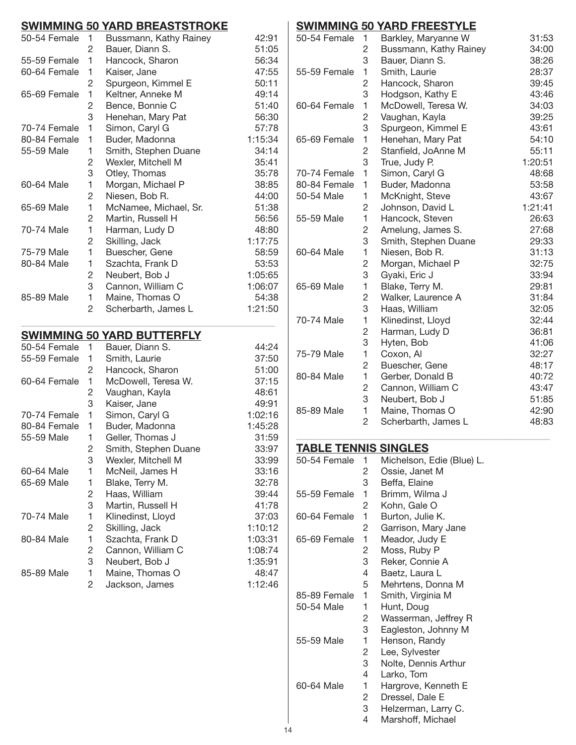## SWIMMING 50 YARD BREASTSTROKE

| | | | |
|---|---|---|---|
| 50-54 Female | 1 | Bussmann, Kathy Rainey | 42:91 |
| | 2 | Bauer, Diann S. | 51:05 |
| 55-59 Female | 1 | Hancock, Sharon | 56:34 |
| 60-64 Female | 1 | Kaiser, Jane | 47:55 |
| | 2 | Spurgeon, Kimmel E | 50:11 |
| 65-69 Female | 1 | Keltner, Anneke M | 49:14 |
| | 2 | Bence, Bonnie C | 51:40 |
| | 3 | Henehan, Mary Pat | 56:30 |
| 70-74 Female | 1 | Simon, Caryl G | 57:78 |
| 80-84 Female | 1 | Buder, Madonna | 1:15:34 |
| 55-59 Male | 1 | Smith, Stephen Duane | 34:14 |
| | 2 | Wexler, Mitchell M | 35:41 |
| | 3 | Otley, Thomas | 35:78 |
| 60-64 Male | 1 | Morgan, Michael P | 38:85 |
| | 2 | Niesen, Bob R. | 44:00 |
| 65-69 Male | 1 | McNamee, Michael, Sr. | 51:38 |
| | 2 | Martin, Russell H | 56:56 |
| 70-74 Male | 1 | Harman, Ludy D | 48:80 |
| | 2 | Skilling, Jack | 1:17:75 |
| 75-79 Male | 1 | Buescher, Gene | 58:59 |
| 80-84 Male | 1 | Szachta, Frank D | 53:53 |
| | 2 | Neubert, Bob J | 1:05:65 |
| | 3 | Cannon, William C | 1:06:07 |
| 85-89 Male | 1 | Maine, Thomas O | 54:38 |
| | 2 | Scherbarth, James L | 1:21:50 |

## SWIMMING 50 YARD BUTTERFLY

| | | | |
|---|---|---|---|
| 50-54 Female | 1 | Bauer, Diann S. | 44:24 |
| 55-59 Female | 1 | Smith, Laurie | 37:50 |
| | 2 | Hancock, Sharon | 51:00 |
| 60-64 Female | 1 | McDowell, Teresa W. | 37:15 |
| | 2 | Vaughan, Kayla | 48:61 |
| | 3 | Kaiser, Jane | 49:91 |
| 70-74 Female | 1 | Simon, Caryl G | 1:02:16 |
| 80-84 Female | 1 | Buder, Madonna | 1:45:28 |
| 55-59 Male | 1 | Geller, Thomas J | 31:59 |
| | 2 | Smith, Stephen Duane | 33:97 |
| | 3 | Wexler, Mitchell M | 33:99 |
| 60-64 Male | 1 | McNeil, James H | 33:16 |
| 65-69 Male | 1 | Blake, Terry M. | 32:78 |
| | 2 | Haas, William | 39:44 |
| | 3 | Martin, Russell H | 41:78 |
| 70-74 Male | 1 | Klinedinst, Lloyd | 37:03 |
| | 2 | Skilling, Jack | 1:10:12 |
| 80-84 Male | 1 | Szachta, Frank D | 1:03:31 |
| | 2 | Cannon, William C | 1:08:74 |
| | 3 | Neubert, Bob J | 1:35:91 |
| 85-89 Male | 1 | Maine, Thomas O | 48:47 |
| | 2 | Jackson, James | 1:12:46 |

## SWIMMING 50 YARD FREESTYLE

| | | | |
|---|---|---|---|
| 50-54 Female | 1 | Barkley, Maryanne W | 31:53 |
| | 2 | Bussmann, Kathy Rainey | 34:00 |
| | 3 | Bauer, Diann S. | 38:26 |
| 55-59 Female | 1 | Smith, Laurie | 28:37 |
| | 2 | Hancock, Sharon | 39:45 |
| | 3 | Hodgson, Kathy E | 43:46 |
| 60-64 Female | 1 | McDowell, Teresa W. | 34:03 |
| | 2 | Vaughan, Kayla | 39:25 |
| | 3 | Spurgeon, Kimmel E | 43:61 |
| 65-69 Female | 1 | Henehan, Mary Pat | 54:10 |
| | 2 | Stanfield, JoAnne M | 55:11 |
| | 3 | True, Judy P. | 1:20:51 |
| 70-74 Female | 1 | Simon, Caryl G | 48:68 |
| 80-84 Female | 1 | Buder, Madonna | 53:58 |
| 50-54 Male | 1 | McKnight, Steve | 43:67 |
| | 2 | Johnson, David L | 1:21:41 |
| 55-59 Male | 1 | Hancock, Steven | 26:63 |
| | 2 | Amelung, James S. | 27:68 |
| | 3 | Smith, Stephen Duane | 29:33 |
| 60-64 Male | 1 | Niesen, Bob R. | 31:13 |
| | 2 | Morgan, Michael P | 32:75 |
| | 3 | Gyaki, Eric J | 33:94 |
| 65-69 Male | 1 | Blake, Terry M. | 29:81 |
| | 2 | Walker, Laurence A | 31:84 |
| | 3 | Haas, William | 32:05 |
| 70-74 Male | 1 | Klinedinst, Lloyd | 32:44 |
| | 2 | Harman, Ludy D | 36:81 |
| | 3 | Hyten, Bob | 41:06 |
| 75-79 Male | 1 | Coxon, Al | 32:27 |
| | 2 | Buescher, Gene | 48:17 |
| 80-84 Male | 1 | Gerber, Donald B | 40:72 |
| | 2 | Cannon, William C | 43:47 |
| | 3 | Neubert, Bob J | 51:85 |
| 85-89 Male | 1 | Maine, Thomas O | 42:90 |
| | 2 | Scherbarth, James L | 48:83 |

## TABLE TENNIS SINGLES

| | | |
|---|---|---|
| 50-54 Female | 1 | Michelson, Edie (Blue) L. |
| | 2 | Ossie, Janet M |
| | 3 | Beffa, Elaine |
| 55-59 Female | 1 | Brimm, Wilma J |
| | 2 | Kohn, Gale O |
| 60-64 Female | 1 | Burton, Julie K. |
| | 2 | Garrison, Mary Jane |
| 65-69 Female | 1 | Meador, Judy E |
| | 2 | Moss, Ruby P |
| | 3 | Reker, Connie A |
| | 4 | Baetz, Laura L |
| | 5 | Mehrtens, Donna M |
| 85-89 Female | 1 | Smith, Virginia M |
| 50-54 Male | 1 | Hunt, Doug |
| | 2 | Wasserman, Jeffrey R |
| | 3 | Eagleston, Johnny M |
| 55-59 Male | 1 | Henson, Randy |
| | 2 | Lee, Sylvester |
| | 3 | Nolte, Dennis Arthur |
| | 4 | Larko, Tom |
| 60-64 Male | 1 | Hargrove, Kenneth E |
| | 2 | Dressel, Dale E |
| | 3 | Helzerman, Larry C. |
| | 4 | Marshoff, Michael |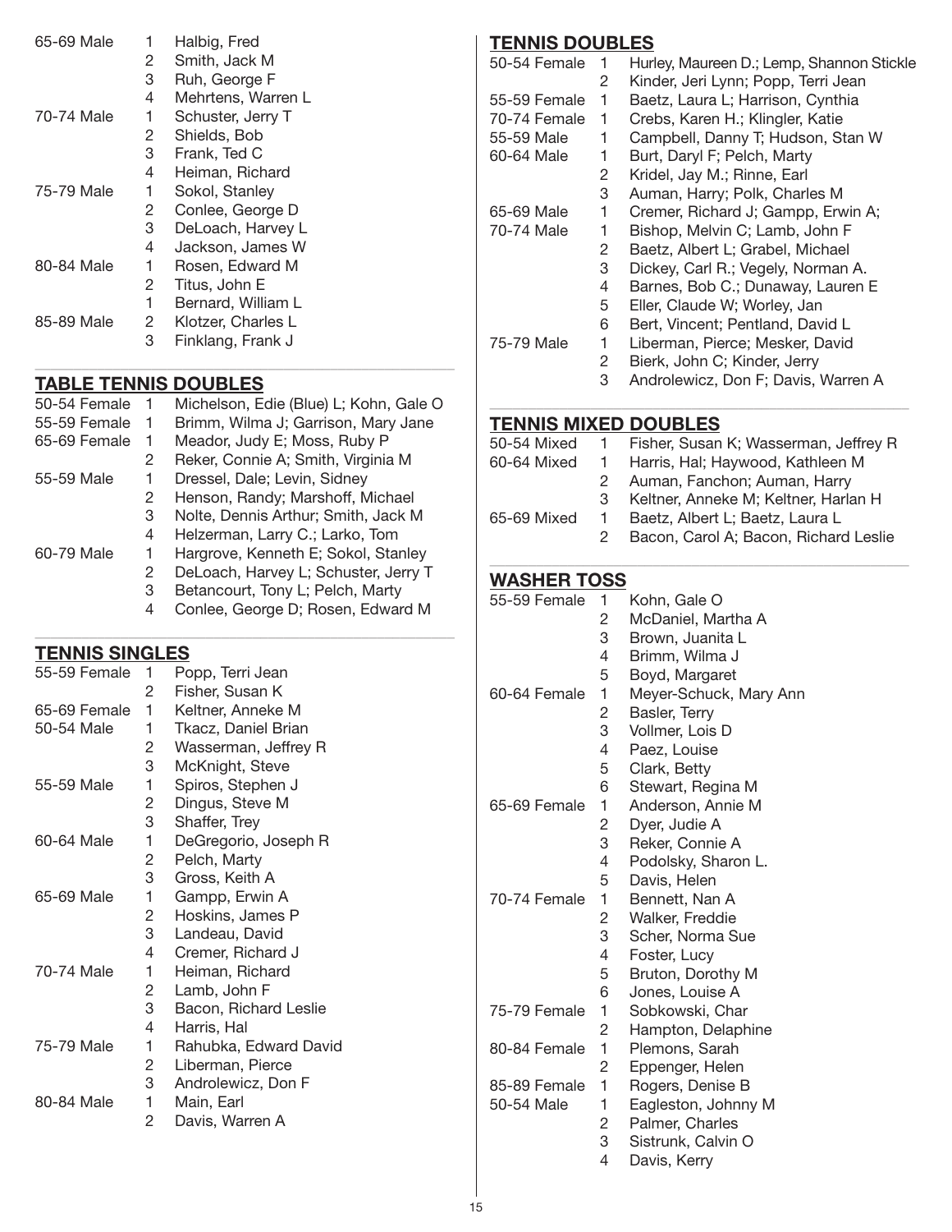| | | |
|---|---|---|
| 65-69 Male | 1 | Halbig, Fred |
| | 2 | Smith, Jack M |
| | 3 | Ruh, George F |
| | 4 | Mehrtens, Warren L |
| 70-74 Male | 1 | Schuster, Jerry T |
| | 2 | Shields, Bob |
| | 3 | Frank, Ted C |
| | 4 | Heiman, Richard |
| 75-79 Male | 1 | Sokol, Stanley |
| | 2 | Conlee, George D |
| | 3 | DeLoach, Harvey L |
| | 4 | Jackson, James W |
| 80-84 Male | 1 | Rosen, Edward M |
| | 2 | Titus, John E |
| | 1 | Bernard, William L |
| 85-89 Male | 2 | Klotzer, Charles L |
| | 3 | Finklang, Frank J |

## TABLE TENNIS DOUBLES

| | | |
|---|---|---|
| 50-54 Female | 1 | Michelson, Edie (Blue) L; Kohn, Gale O |
| 55-59 Female | 1 | Brimm, Wilma J; Garrison, Mary Jane |
| 65-69 Female | 1 | Meador, Judy E; Moss, Ruby P |
| | 2 | Reker, Connie A; Smith, Virginia M |
| 55-59 Male | 1 | Dressel, Dale; Levin, Sidney |
| | 2 | Henson, Randy; Marshoff, Michael |
| | 3 | Nolte, Dennis Arthur; Smith, Jack M |
| | 4 | Helzerman, Larry C.; Larko, Tom |
| 60-79 Male | 1 | Hargrove, Kenneth E; Sokol, Stanley |
| | 2 | DeLoach, Harvey L; Schuster, Jerry T |
| | 3 | Betancourt, Tony L; Pelch, Marty |
| | 4 | Conlee, George D; Rosen, Edward M |

## TENNIS SINGLES

| | | |
|---|---|---|
| 55-59 Female | 1 | Popp, Terri Jean |
| | 2 | Fisher, Susan K |
| 65-69 Female | 1 | Keltner, Anneke M |
| 50-54 Male | 1 | Tkacz, Daniel Brian |
| | 2 | Wasserman, Jeffrey R |
| | 3 | McKnight, Steve |
| 55-59 Male | 1 | Spiros, Stephen J |
| | 2 | Dingus, Steve M |
| | 3 | Shaffer, Trey |
| 60-64 Male | 1 | DeGregorio, Joseph R |
| | 2 | Pelch, Marty |
| | 3 | Gross, Keith A |
| 65-69 Male | 1 | Gampp, Erwin A |
| | 2 | Hoskins, James P |
| | 3 | Landeau, David |
| | 4 | Cremer, Richard J |
| 70-74 Male | 1 | Heiman, Richard |
| | 2 | Lamb, John F |
| | 3 | Bacon, Richard Leslie |
| | 4 | Harris, Hal |
| 75-79 Male | 1 | Rahubka, Edward David |
| | 2 | Liberman, Pierce |
| | 3 | Androlewicz, Don F |
| 80-84 Male | 1 | Main, Earl |
| | 2 | Davis, Warren A |

## TENNIS DOUBLES

| | | |
|---|---|---|
| 50-54 Female | 1 | Hurley, Maureen D.; Lemp, Shannon Stickle |
| | 2 | Kinder, Jeri Lynn; Popp, Terri Jean |
| 55-59 Female | 1 | Baetz, Laura L; Harrison, Cynthia |
| 70-74 Female | 1 | Crebs, Karen H.; Klingler, Katie |
| 55-59 Male | 1 | Campbell, Danny T; Hudson, Stan W |
| 60-64 Male | 1 | Burt, Daryl F; Pelch, Marty |
| | 2 | Kridel, Jay M.; Rinne, Earl |
| | 3 | Auman, Harry; Polk, Charles M |
| 65-69 Male | 1 | Cremer, Richard J; Gampp, Erwin A; |
| 70-74 Male | 1 | Bishop, Melvin C; Lamb, John F |
| | 2 | Baetz, Albert L; Grabel, Michael |
| | 3 | Dickey, Carl R.; Vegely, Norman A. |
| | 4 | Barnes, Bob C.; Dunaway, Lauren E |
| | 5 | Eller, Claude W; Worley, Jan |
| | 6 | Bert, Vincent; Pentland, David L |
| 75-79 Male | 1 | Liberman, Pierce; Mesker, David |
| | 2 | Bierk, John C; Kinder, Jerry |
| | 3 | Androlewicz, Don F; Davis, Warren A |

## TENNIS MIXED DOUBLES

| | | |
|---|---|---|
| 50-54 Mixed | 1 | Fisher, Susan K; Wasserman, Jeffrey R |
| 60-64 Mixed | 1 | Harris, Hal; Haywood, Kathleen M |
| | 2 | Auman, Fanchon; Auman, Harry |
| | 3 | Keltner, Anneke M; Keltner, Harlan H |
| 65-69 Mixed | 1 | Baetz, Albert L; Baetz, Laura L |
| | 2 | Bacon, Carol A; Bacon, Richard Leslie |

## WASHER TOSS

| | | |
|---|---|---|
| 55-59 Female | 1 | Kohn, Gale O |
| | 2 | McDaniel, Martha A |
| | 3 | Brown, Juanita L |
| | 4 | Brimm, Wilma J |
| | 5 | Boyd, Margaret |
| 60-64 Female | 1 | Meyer-Schuck, Mary Ann |
| | 2 | Basler, Terry |
| | 3 | Vollmer, Lois D |
| | 4 | Paez, Louise |
| | 5 | Clark, Betty |
| | 6 | Stewart, Regina M |
| 65-69 Female | 1 | Anderson, Annie M |
| | 2 | Dyer, Judie A |
| | 3 | Reker, Connie A |
| | 4 | Podolsky, Sharon L. |
| | 5 | Davis, Helen |
| 70-74 Female | 1 | Bennett, Nan A |
| | 2 | Walker, Freddie |
| | 3 | Scher, Norma Sue |
| | 4 | Foster, Lucy |
| | 5 | Bruton, Dorothy M |
| | 6 | Jones, Louise A |
| 75-79 Female | 1 | Sobkowski, Char |
| | 2 | Hampton, Delaphine |
| 80-84 Female | 1 | Plemons, Sarah |
| | 2 | Eppenger, Helen |
| 85-89 Female | 1 | Rogers, Denise B |
| 50-54 Male | 1 | Eagleston, Johnny M |
| | 2 | Palmer, Charles |
| | 3 | Sistrunk, Calvin O |
| | 4 | Davis, Kerry |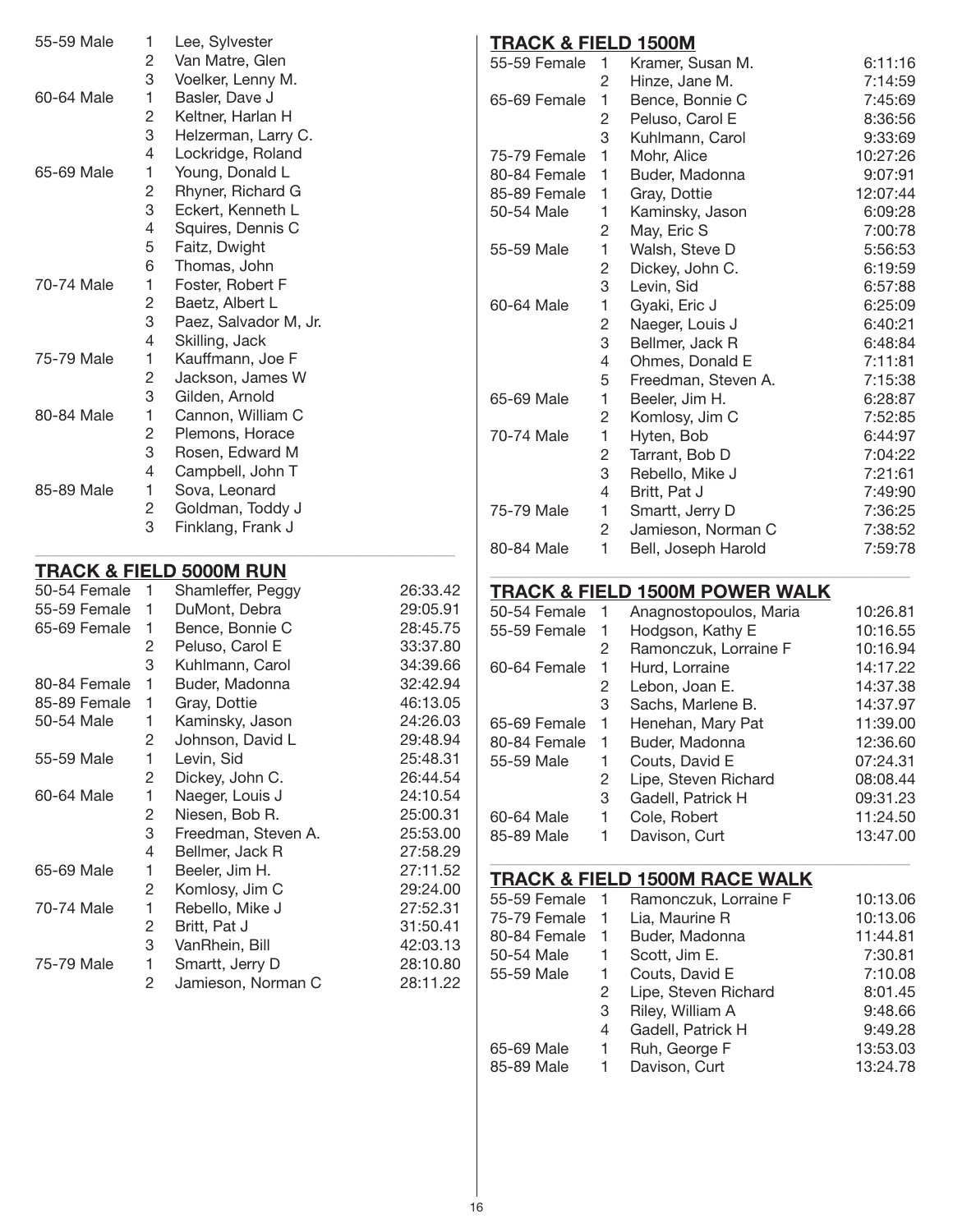| Division | Place | Name |
|---|---|---|
| 55-59 Male | 1 | Lee, Sylvester |
| | 2 | Van Matre, Glen |
| | 3 | Voelker, Lenny M. |
| 60-64 Male | 1 | Basler, Dave J |
| | 2 | Keltner, Harlan H |
| | 3 | Helzerman, Larry C. |
| | 4 | Lockridge, Roland |
| 65-69 Male | 1 | Young, Donald L |
| | 2 | Rhyner, Richard G |
| | 3 | Eckert, Kenneth L |
| | 4 | Squires, Dennis C |
| | 5 | Faitz, Dwight |
| | 6 | Thomas, John |
| 70-74 Male | 1 | Foster, Robert F |
| | 2 | Baetz, Albert L |
| | 3 | Paez, Salvador M, Jr. |
| | 4 | Skilling, Jack |
| 75-79 Male | 1 | Kauffmann, Joe F |
| | 2 | Jackson, James W |
| | 3 | Gilden, Arnold |
| 80-84 Male | 1 | Cannon, William C |
| | 2 | Plemons, Horace |
| | 3 | Rosen, Edward M |
| | 4 | Campbell, John T |
| 85-89 Male | 1 | Sova, Leonard |
| | 2 | Goldman, Toddy J |
| | 3 | Finklang, Frank J |

## TRACK & FIELD 5000M RUN

| Division | Place | Name | Time |
|---|---|---|---|
| 50-54 Female | 1 | Shamleffer, Peggy | 26:33.42 |
| 55-59 Female | 1 | DuMont, Debra | 29:05.91 |
| 65-69 Female | 1 | Bence, Bonnie C | 28:45.75 |
| | 2 | Peluso, Carol E | 33:37.80 |
| | 3 | Kuhlmann, Carol | 34:39.66 |
| 80-84 Female | 1 | Buder, Madonna | 32:42.94 |
| 85-89 Female | 1 | Gray, Dottie | 46:13.05 |
| 50-54 Male | 1 | Kaminsky, Jason | 24:26.03 |
| | 2 | Johnson, David L | 29:48.94 |
| 55-59 Male | 1 | Levin, Sid | 25:48.31 |
| | 2 | Dickey, John C. | 26:44.54 |
| 60-64 Male | 1 | Naeger, Louis J | 24:10.54 |
| | 2 | Niesen, Bob R. | 25:00.31 |
| | 3 | Freedman, Steven A. | 25:53.00 |
| | 4 | Bellmer, Jack R | 27:58.29 |
| 65-69 Male | 1 | Beeler, Jim H. | 27:11.52 |
| | 2 | Komlosy, Jim C | 29:24.00 |
| 70-74 Male | 1 | Rebello, Mike J | 27:52.31 |
| | 2 | Britt, Pat J | 31:50.41 |
| | 3 | VanRhein, Bill | 42:03.13 |
| 75-79 Male | 1 | Smartt, Jerry D | 28:10.80 |
| | 2 | Jamieson, Norman C | 28:11.22 |

## TRACK & FIELD 1500M

| Division | Place | Name | Time |
|---|---|---|---|
| 55-59 Female | 1 | Kramer, Susan M. | 6:11:16 |
| | 2 | Hinze, Jane M. | 7:14:59 |
| 65-69 Female | 1 | Bence, Bonnie C | 7:45:69 |
| | 2 | Peluso, Carol E | 8:36:56 |
| | 3 | Kuhlmann, Carol | 9:33:69 |
| 75-79 Female | 1 | Mohr, Alice | 10:27:26 |
| 80-84 Female | 1 | Buder, Madonna | 9:07:91 |
| 85-89 Female | 1 | Gray, Dottie | 12:07:44 |
| 50-54 Male | 1 | Kaminsky, Jason | 6:09:28 |
| | 2 | May, Eric S | 7:00:78 |
| 55-59 Male | 1 | Walsh, Steve D | 5:56:53 |
| | 2 | Dickey, John C. | 6:19:59 |
| | 3 | Levin, Sid | 6:57:88 |
| 60-64 Male | 1 | Gyaki, Eric J | 6:25:09 |
| | 2 | Naeger, Louis J | 6:40:21 |
| | 3 | Bellmer, Jack R | 6:48:84 |
| | 4 | Ohmes, Donald E | 7:11:81 |
| | 5 | Freedman, Steven A. | 7:15:38 |
| 65-69 Male | 1 | Beeler, Jim H. | 6:28:87 |
| | 2 | Komlosy, Jim C | 7:52:85 |
| 70-74 Male | 1 | Hyten, Bob | 6:44:97 |
| | 2 | Tarrant, Bob D | 7:04:22 |
| | 3 | Rebello, Mike J | 7:21:61 |
| | 4 | Britt, Pat J | 7:49:90 |
| 75-79 Male | 1 | Smartt, Jerry D | 7:36:25 |
| | 2 | Jamieson, Norman C | 7:38:52 |
| 80-84 Male | 1 | Bell, Joseph Harold | 7:59:78 |

## TRACK & FIELD 1500M POWER WALK

| Division | Place | Name | Time |
|---|---|---|---|
| 50-54 Female | 1 | Anagnostopoulos, Maria | 10:26.81 |
| 55-59 Female | 1 | Hodgson, Kathy E | 10:16.55 |
| | 2 | Ramonczuk, Lorraine F | 10:16.94 |
| 60-64 Female | 1 | Hurd, Lorraine | 14:17.22 |
| | 2 | Lebon, Joan E. | 14:37.38 |
| | 3 | Sachs, Marlene B. | 14:37.97 |
| 65-69 Female | 1 | Henehan, Mary Pat | 11:39.00 |
| 80-84 Female | 1 | Buder, Madonna | 12:36.60 |
| 55-59 Male | 1 | Couts, David E | 07:24.31 |
| | 2 | Lipe, Steven Richard | 08:08.44 |
| | 3 | Gadell, Patrick H | 09:31.23 |
| 60-64 Male | 1 | Cole, Robert | 11:24.50 |
| 85-89 Male | 1 | Davison, Curt | 13:47.00 |

## TRACK & FIELD 1500M RACE WALK

| Division | Place | Name | Time |
|---|---|---|---|
| 55-59 Female | 1 | Ramonczuk, Lorraine F | 10:13.06 |
| 75-79 Female | 1 | Lia, Maurine R | 10:13.06 |
| 80-84 Female | 1 | Buder, Madonna | 11:44.81 |
| 50-54 Male | 1 | Scott, Jim E. | 7:30.81 |
| 55-59 Male | 1 | Couts, David E | 7:10.08 |
| | 2 | Lipe, Steven Richard | 8:01.45 |
| | 3 | Riley, William A | 9:48.66 |
| | 4 | Gadell, Patrick H | 9:49.28 |
| 65-69 Male | 1 | Ruh, George F | 13:53.03 |
| 85-89 Male | 1 | Davison, Curt | 13:24.78 |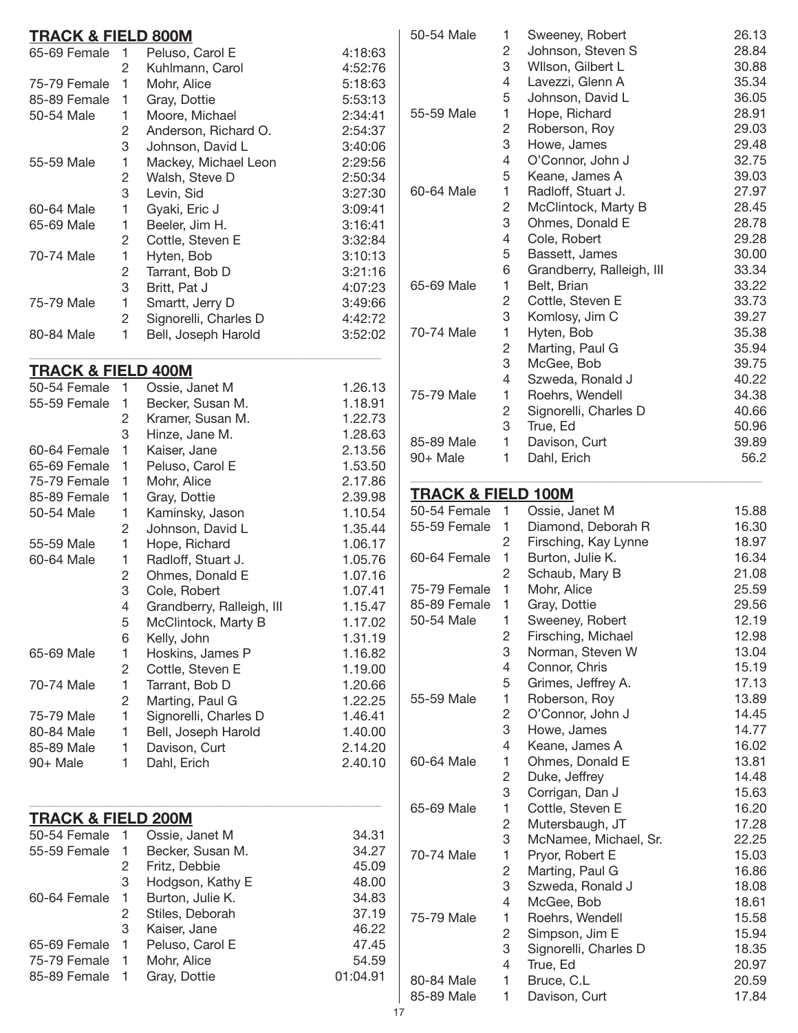## TRACK & FIELD 800M

| Division | Place | Name | Time |
|---|---|---|---|
| 65-69 Female | 1 | Peluso, Carol E | 4:18:63 |
| | 2 | Kuhlmann, Carol | 4:52:76 |
| 75-79 Female | 1 | Mohr, Alice | 5:18:63 |
| 85-89 Female | 1 | Gray, Dottie | 5:53:13 |
| 50-54 Male | 1 | Moore, Michael | 2:34:41 |
| | 2 | Anderson, Richard O. | 2:54:37 |
| | 3 | Johnson, David L | 3:40:06 |
| 55-59 Male | 1 | Mackey, Michael Leon | 2:29:56 |
| | 2 | Walsh, Steve D | 2:50:34 |
| | 3 | Levin, Sid | 3:27:30 |
| 60-64 Male | 1 | Gyaki, Eric J | 3:09:41 |
| 65-69 Male | 1 | Beeler, Jim H. | 3:16:41 |
| | 2 | Cottle, Steven E | 3:32:84 |
| 70-74 Male | 1 | Hyten, Bob | 3:10:13 |
| | 2 | Tarrant, Bob D | 3:21:16 |
| | 3 | Britt, Pat J | 4:07:23 |
| 75-79 Male | 1 | Smartt, Jerry D | 3:49:66 |
| | 2 | Signorelli, Charles D | 4:42:72 |
| 80-84 Male | 1 | Bell, Joseph Harold | 3:52:02 |

## TRACK & FIELD 400M

| Division | Place | Name | Time |
|---|---|---|---|
| 50-54 Female | 1 | Ossie, Janet M | 1.26.13 |
| 55-59 Female | 1 | Becker, Susan M. | 1.18.91 |
| | 2 | Kramer, Susan M. | 1.22.73 |
| | 3 | Hinze, Jane M. | 1.28.63 |
| 60-64 Female | 1 | Kaiser, Jane | 2.13.56 |
| 65-69 Female | 1 | Peluso, Carol E | 1.53.50 |
| 75-79 Female | 1 | Mohr, Alice | 2.17.86 |
| 85-89 Female | 1 | Gray, Dottie | 2.39.98 |
| 50-54 Male | 1 | Kaminsky, Jason | 1.10.54 |
| | 2 | Johnson, David L | 1.35.44 |
| 55-59 Male | 1 | Hope, Richard | 1.06.17 |
| 60-64 Male | 1 | Radloff, Stuart J. | 1.05.76 |
| | 2 | Ohmes, Donald E | 1.07.16 |
| | 3 | Cole, Robert | 1.07.41 |
| | 4 | Grandberry, Ralleigh, III | 1.15.47 |
| | 5 | McClintock, Marty B | 1.17.02 |
| | 6 | Kelly, John | 1.31.19 |
| 65-69 Male | 1 | Hoskins, James P | 1.16.82 |
| | 2 | Cottle, Steven E | 1.19.00 |
| 70-74 Male | 1 | Tarrant, Bob D | 1.20.66 |
| | 2 | Marting, Paul G | 1.22.25 |
| 75-79 Male | 1 | Signorelli, Charles D | 1.46.41 |
| 80-84 Male | 1 | Bell, Joseph Harold | 1.40.00 |
| 85-89 Male | 1 | Davison, Curt | 2.14.20 |
| 90+ Male | 1 | Dahl, Erich | 2.40.10 |

## TRACK & FIELD 200M

| Division | Place | Name | Time |
|---|---|---|---|
| 50-54 Female | 1 | Ossie, Janet M | 34.31 |
| 55-59 Female | 1 | Becker, Susan M. | 34.27 |
| | 2 | Fritz, Debbie | 45.09 |
| | 3 | Hodgson, Kathy E | 48.00 |
| 60-64 Female | 1 | Burton, Julie K. | 34.83 |
| | 2 | Stiles, Deborah | 37.19 |
| | 3 | Kaiser, Jane | 46.22 |
| 65-69 Female | 1 | Peluso, Carol E | 47.45 |
| 75-79 Female | 1 | Mohr, Alice | 54.59 |
| 85-89 Female | 1 | Gray, Dottie | 01:04.91 |
| 50-54 Male | 1 | Sweeney, Robert | 26.13 |
| | 2 | Johnson, Steven S | 28.84 |
| | 3 | WIlson, Gilbert L | 30.88 |
| | 4 | Lavezzi, Glenn A | 35.34 |
| | 5 | Johnson, David L | 36.05 |
| 55-59 Male | 1 | Hope, Richard | 28.91 |
| | 2 | Roberson, Roy | 29.03 |
| | 3 | Howe, James | 29.48 |
| | 4 | O'Connor, John J | 32.75 |
| | 5 | Keane, James A | 39.03 |
| 60-64 Male | 1 | Radloff, Stuart J. | 27.97 |
| | 2 | McClintock, Marty B | 28.45 |
| | 3 | Ohmes, Donald E | 28.78 |
| | 4 | Cole, Robert | 29.28 |
| | 5 | Bassett, James | 30.00 |
| | 6 | Grandberry, Ralleigh, III | 33.34 |
| 65-69 Male | 1 | Belt, Brian | 33.22 |
| | 2 | Cottle, Steven E | 33.73 |
| | 3 | Komlosy, Jim C | 39.27 |
| 70-74 Male | 1 | Hyten, Bob | 35.38 |
| | 2 | Marting, Paul G | 35.94 |
| | 3 | McGee, Bob | 39.75 |
| | 4 | Szweda, Ronald J | 40.22 |
| 75-79 Male | 1 | Roehrs, Wendell | 34.38 |
| | 2 | Signorelli, Charles D | 40.66 |
| | 3 | True, Ed | 50.96 |
| 85-89 Male | 1 | Davison, Curt | 39.89 |
| 90+ Male | 1 | Dahl, Erich | 56.2 |

## TRACK & FIELD 100M

| Division | Place | Name | Time |
|---|---|---|---|
| 50-54 Female | 1 | Ossie, Janet M | 15.88 |
| 55-59 Female | 1 | Diamond, Deborah R | 16.30 |
| | 2 | Firsching, Kay Lynne | 18.97 |
| 60-64 Female | 1 | Burton, Julie K. | 16.34 |
| | 2 | Schaub, Mary B | 21.08 |
| 75-79 Female | 1 | Mohr, Alice | 25.59 |
| 85-89 Female | 1 | Gray, Dottie | 29.56 |
| 50-54 Male | 1 | Sweeney, Robert | 12.19 |
| | 2 | Firsching, Michael | 12.98 |
| | 3 | Norman, Steven W | 13.04 |
| | 4 | Connor, Chris | 15.19 |
| | 5 | Grimes, Jeffrey A. | 17.13 |
| 55-59 Male | 1 | Roberson, Roy | 13.89 |
| | 2 | O'Connor, John J | 14.45 |
| | 3 | Howe, James | 14.77 |
| | 4 | Keane, James A | 16.02 |
| 60-64 Male | 1 | Ohmes, Donald E | 13.81 |
| | 2 | Duke, Jeffrey | 14.48 |
| | 3 | Corrigan, Dan J | 15.63 |
| 65-69 Male | 1 | Cottle, Steven E | 16.20 |
| | 2 | Mutersbaugh, JT | 17.28 |
| | 3 | McNamee, Michael, Sr. | 22.25 |
| 70-74 Male | 1 | Pryor, Robert E | 15.03 |
| | 2 | Marting, Paul G | 16.86 |
| | 3 | Szweda, Ronald J | 18.08 |
| | 4 | McGee, Bob | 18.61 |
| 75-79 Male | 1 | Roehrs, Wendell | 15.58 |
| | 2 | Simpson, Jim E | 15.94 |
| | 3 | Signorelli, Charles D | 18.35 |
| | 4 | True, Ed | 20.97 |
| 80-84 Male | 1 | Bruce, C.L | 20.59 |
| 85-89 Male | 1 | Davison, Curt | 17.84 |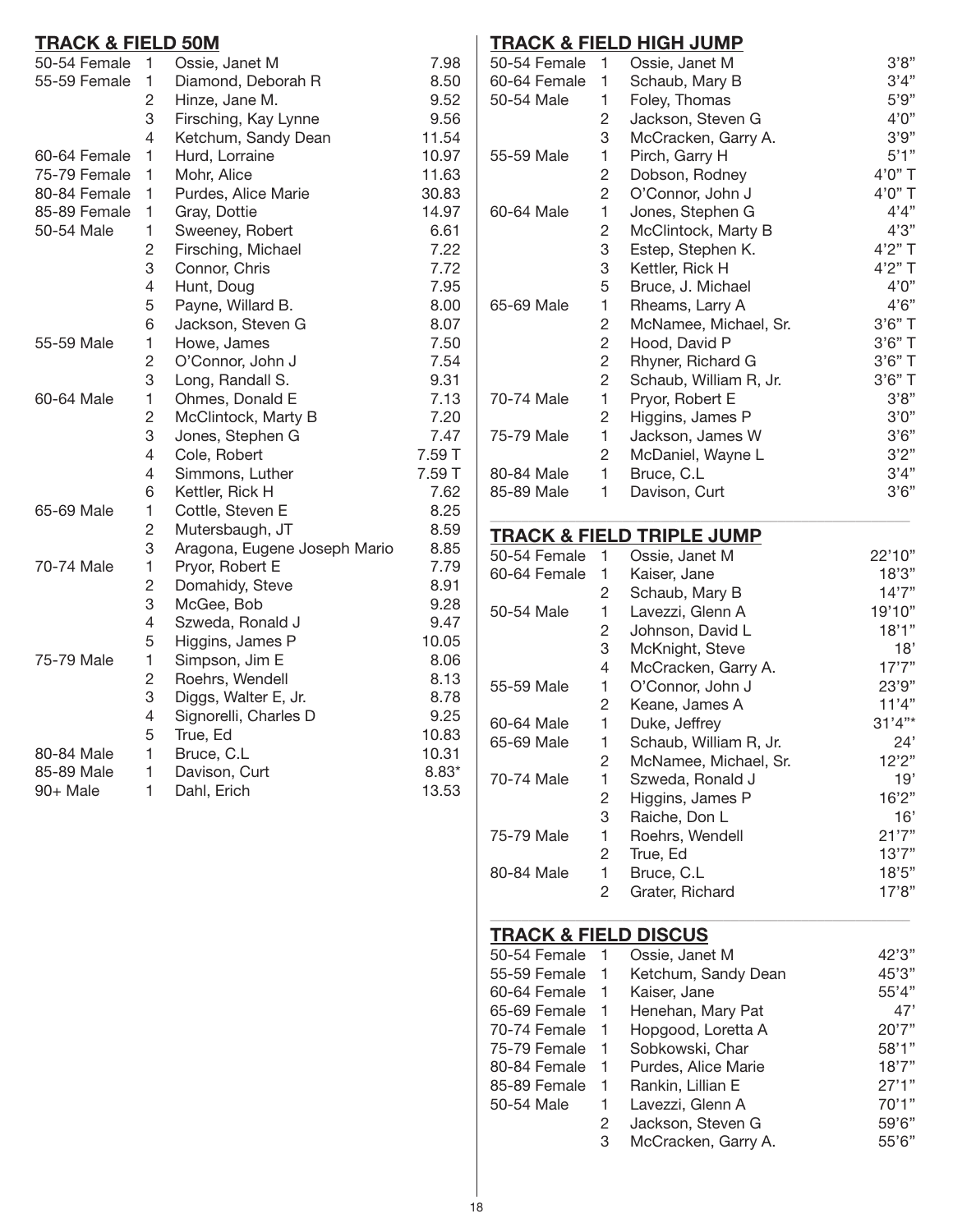## TRACK & FIELD 50M

| Division | Place | Name | Result |
|---|---|---|---|
| 50-54 Female | 1 | Ossie, Janet M | 7.98 |
| 55-59 Female | 1 | Diamond, Deborah R | 8.50 |
| | 2 | Hinze, Jane M. | 9.52 |
| | 3 | Firsching, Kay Lynne | 9.56 |
| | 4 | Ketchum, Sandy Dean | 11.54 |
| 60-64 Female | 1 | Hurd, Lorraine | 10.97 |
| 75-79 Female | 1 | Mohr, Alice | 11.63 |
| 80-84 Female | 1 | Purdes, Alice Marie | 30.83 |
| 85-89 Female | 1 | Gray, Dottie | 14.97 |
| 50-54 Male | 1 | Sweeney, Robert | 6.61 |
| | 2 | Firsching, Michael | 7.22 |
| | 3 | Connor, Chris | 7.72 |
| | 4 | Hunt, Doug | 7.95 |
| | 5 | Payne, Willard B. | 8.00 |
| | 6 | Jackson, Steven G | 8.07 |
| 55-59 Male | 1 | Howe, James | 7.50 |
| | 2 | O'Connor, John J | 7.54 |
| | 3 | Long, Randall S. | 9.31 |
| 60-64 Male | 1 | Ohmes, Donald E | 7.13 |
| | 2 | McClintock, Marty B | 7.20 |
| | 3 | Jones, Stephen G | 7.47 |
| | 4 | Cole, Robert | 7.59 T |
| | 4 | Simmons, Luther | 7.59 T |
| | 6 | Kettler, Rick H | 7.62 |
| 65-69 Male | 1 | Cottle, Steven E | 8.25 |
| | 2 | Mutersbaugh, JT | 8.59 |
| | 3 | Aragona, Eugene Joseph Mario | 8.85 |
| 70-74 Male | 1 | Pryor, Robert E | 7.79 |
| | 2 | Domahidy, Steve | 8.91 |
| | 3 | McGee, Bob | 9.28 |
| | 4 | Szweda, Ronald J | 9.47 |
| | 5 | Higgins, James P | 10.05 |
| 75-79 Male | 1 | Simpson, Jim E | 8.06 |
| | 2 | Roehrs, Wendell | 8.13 |
| | 3 | Diggs, Walter E, Jr. | 8.78 |
| | 4 | Signorelli, Charles D | 9.25 |
| | 5 | True, Ed | 10.83 |
| 80-84 Male | 1 | Bruce, C.L | 10.31 |
| 85-89 Male | 1 | Davison, Curt | 8.83* |
| 90+ Male | 1 | Dahl, Erich | 13.53 |

## TRACK & FIELD HIGH JUMP

| Division | Place | Name | Result |
|---|---|---|---|
| 50-54 Female | 1 | Ossie, Janet M | 3'8" |
| 60-64 Female | 1 | Schaub, Mary B | 3'4" |
| 50-54 Male | 1 | Foley, Thomas | 5'9" |
| | 2 | Jackson, Steven G | 4'0" |
| | 3 | McCracken, Garry A. | 3'9" |
| 55-59 Male | 1 | Pirch, Garry H | 5'1" |
| | 2 | Dobson, Rodney | 4'0" T |
| | 2 | O'Connor, John J | 4'0" T |
| 60-64 Male | 1 | Jones, Stephen G | 4'4" |
| | 2 | McClintock, Marty B | 4'3" |
| | 3 | Estep, Stephen K. | 4'2" T |
| | 3 | Kettler, Rick H | 4'2" T |
| | 5 | Bruce, J. Michael | 4'0" |
| 65-69 Male | 1 | Rheams, Larry A | 4'6" |
| | 2 | McNamee, Michael, Sr. | 3'6" T |
| | 2 | Hood, David P | 3'6" T |
| | 2 | Rhyner, Richard G | 3'6" T |
| | 2 | Schaub, William R, Jr. | 3'6" T |
| 70-74 Male | 1 | Pryor, Robert E | 3'8" |
| | 2 | Higgins, James P | 3'0" |
| 75-79 Male | 1 | Jackson, James W | 3'6" |
| | 2 | McDaniel, Wayne L | 3'2" |
| 80-84 Male | 1 | Bruce, C.L | 3'4" |
| 85-89 Male | 1 | Davison, Curt | 3'6" |

## TRACK & FIELD TRIPLE JUMP

| Division | Place | Name | Result |
|---|---|---|---|
| 50-54 Female | 1 | Ossie, Janet M | 22'10" |
| 60-64 Female | 1 | Kaiser, Jane | 18'3" |
| | 2 | Schaub, Mary B | 14'7" |
| 50-54 Male | 1 | Lavezzi, Glenn A | 19'10" |
| | 2 | Johnson, David L | 18'1" |
| | 3 | McKnight, Steve | 18' |
| | 4 | McCracken, Garry A. | 17'7" |
| 55-59 Male | 1 | O'Connor, John J | 23'9" |
| | 2 | Keane, James A | 11'4" |
| 60-64 Male | 1 | Duke, Jeffrey | 31'4"* |
| 65-69 Male | 1 | Schaub, William R, Jr. | 24' |
| | 2 | McNamee, Michael, Sr. | 12'2" |
| 70-74 Male | 1 | Szweda, Ronald J | 19' |
| | 2 | Higgins, James P | 16'2" |
| | 3 | Raiche, Don L | 16' |
| 75-79 Male | 1 | Roehrs, Wendell | 21'7" |
| | 2 | True, Ed | 13'7" |
| 80-84 Male | 1 | Bruce, C.L | 18'5" |
| | 2 | Grater, Richard | 17'8" |

## TRACK & FIELD DISCUS

| Division | Place | Name | Result |
|---|---|---|---|
| 50-54 Female | 1 | Ossie, Janet M | 42'3" |
| 55-59 Female | 1 | Ketchum, Sandy Dean | 45'3" |
| 60-64 Female | 1 | Kaiser, Jane | 55'4" |
| 65-69 Female | 1 | Henehan, Mary Pat | 47' |
| 70-74 Female | 1 | Hopgood, Loretta A | 20'7" |
| 75-79 Female | 1 | Sobkowski, Char | 58'1" |
| 80-84 Female | 1 | Purdes, Alice Marie | 18'7" |
| 85-89 Female | 1 | Rankin, Lillian E | 27'1" |
| 50-54 Male | 1 | Lavezzi, Glenn A | 70'1" |
| | 2 | Jackson, Steven G | 59'6" |
| | 3 | McCracken, Garry A. | 55'6" |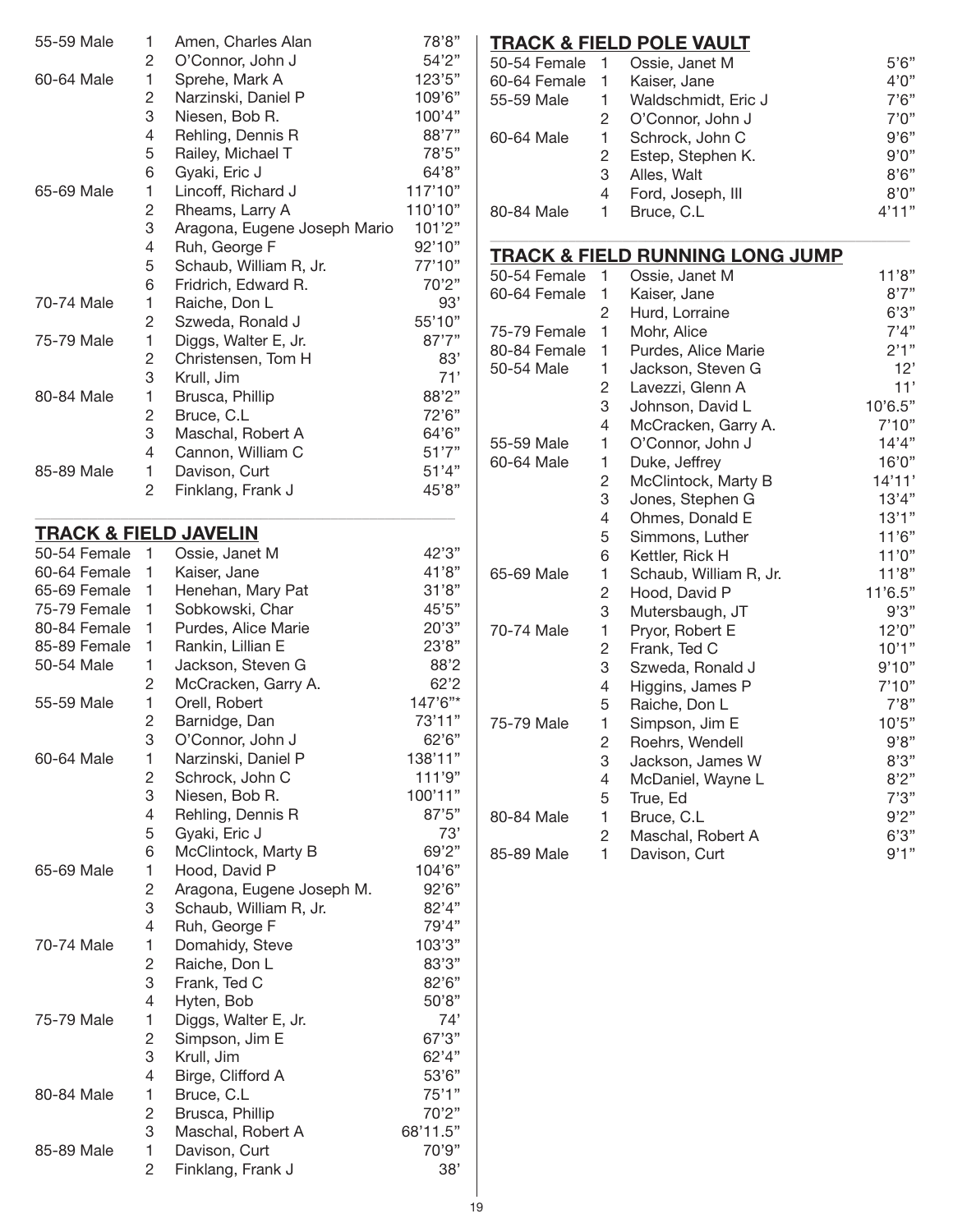| Division | Place | Name | Mark |
|---|---|---|---|
| 55-59 Male | 1 | Amen, Charles Alan | 78'8" |
| | 2 | O'Connor, John J | 54'2" |
| 60-64 Male | 1 | Sprehe, Mark A | 123'5" |
| | 2 | Narzinski, Daniel P | 109'6" |
| | 3 | Niesen, Bob R. | 100'4" |
| | 4 | Rehling, Dennis R | 88'7" |
| | 5 | Railey, Michael T | 78'5" |
| | 6 | Gyaki, Eric J | 64'8" |
| 65-69 Male | 1 | Lincoff, Richard J | 117'10" |
| | 2 | Rheams, Larry A | 110'10" |
| | 3 | Aragona, Eugene Joseph Mario | 101'2" |
| | 4 | Ruh, George F | 92'10" |
| | 5 | Schaub, William R, Jr. | 77'10" |
| | 6 | Fridrich, Edward R. | 70'2" |
| 70-74 Male | 1 | Raiche, Don L | 93' |
| | 2 | Szweda, Ronald J | 55'10" |
| 75-79 Male | 1 | Diggs, Walter E, Jr. | 87'7" |
| | 2 | Christensen, Tom H | 83' |
| | 3 | Krull, Jim | 71' |
| 80-84 Male | 1 | Brusca, Phillip | 88'2" |
| | 2 | Bruce, C.L | 72'6" |
| | 3 | Maschal, Robert A | 64'6" |
| | 4 | Cannon, William C | 51'7" |
| 85-89 Male | 1 | Davison, Curt | 51'4" |
| | 2 | Finklang, Frank J | 45'8" |

## TRACK & FIELD JAVELIN

| Division | Place | Name | Mark |
|---|---|---|---|
| 50-54 Female | 1 | Ossie, Janet M | 42'3" |
| 60-64 Female | 1 | Kaiser, Jane | 41'8" |
| 65-69 Female | 1 | Henehan, Mary Pat | 31'8" |
| 75-79 Female | 1 | Sobkowski, Char | 45'5" |
| 80-84 Female | 1 | Purdes, Alice Marie | 20'3" |
| 85-89 Female | 1 | Rankin, Lillian E | 23'8" |
| 50-54 Male | 1 | Jackson, Steven G | 88'2 |
| | 2 | McCracken, Garry A. | 62'2 |
| 55-59 Male | 1 | Orell, Robert | 147'6"* |
| | 2 | Barnidge, Dan | 73'11" |
| | 3 | O'Connor, John J | 62'6" |
| 60-64 Male | 1 | Narzinski, Daniel P | 138'11" |
| | 2 | Schrock, John C | 111'9" |
| | 3 | Niesen, Bob R. | 100'11" |
| | 4 | Rehling, Dennis R | 87'5" |
| | 5 | Gyaki, Eric J | 73' |
| | 6 | McClintock, Marty B | 69'2" |
| 65-69 Male | 1 | Hood, David P | 104'6" |
| | 2 | Aragona, Eugene Joseph M. | 92'6" |
| | 3 | Schaub, William R, Jr. | 82'4" |
| | 4 | Ruh, George F | 79'4" |
| 70-74 Male | 1 | Domahidy, Steve | 103'3" |
| | 2 | Raiche, Don L | 83'3" |
| | 3 | Frank, Ted C | 82'6" |
| | 4 | Hyten, Bob | 50'8" |
| 75-79 Male | 1 | Diggs, Walter E, Jr. | 74' |
| | 2 | Simpson, Jim E | 67'3" |
| | 3 | Krull, Jim | 62'4" |
| | 4 | Birge, Clifford A | 53'6" |
| 80-84 Male | 1 | Bruce, C.L | 75'1" |
| | 2 | Brusca, Phillip | 70'2" |
| | 3 | Maschal, Robert A | 68'11.5" |
| 85-89 Male | 1 | Davison, Curt | 70'9" |
| | 2 | Finklang, Frank J | 38' |

## TRACK & FIELD POLE VAULT

| Division | Place | Name | Mark |
|---|---|---|---|
| 50-54 Female | 1 | Ossie, Janet M | 5'6" |
| 60-64 Female | 1 | Kaiser, Jane | 4'0" |
| 55-59 Male | 1 | Waldschmidt, Eric J | 7'6" |
| | 2 | O'Connor, John J | 7'0" |
| 60-64 Male | 1 | Schrock, John C | 9'6" |
| | 2 | Estep, Stephen K. | 9'0" |
| | 3 | Alles, Walt | 8'6" |
| | 4 | Ford, Joseph, III | 8'0" |
| 80-84 Male | 1 | Bruce, C.L | 4'11" |

## TRACK & FIELD RUNNING LONG JUMP

| Division | Place | Name | Mark |
|---|---|---|---|
| 50-54 Female | 1 | Ossie, Janet M | 11'8" |
| 60-64 Female | 1 | Kaiser, Jane | 8'7" |
| | 2 | Hurd, Lorraine | 6'3" |
| 75-79 Female | 1 | Mohr, Alice | 7'4" |
| 80-84 Female | 1 | Purdes, Alice Marie | 2'1" |
| 50-54 Male | 1 | Jackson, Steven G | 12' |
| | 2 | Lavezzi, Glenn A | 11' |
| | 3 | Johnson, David L | 10'6.5" |
| | 4 | McCracken, Garry A. | 7'10" |
| 55-59 Male | 1 | O'Connor, John J | 14'4" |
| 60-64 Male | 1 | Duke, Jeffrey | 16'0" |
| | 2 | McClintock, Marty B | 14'11' |
| | 3 | Jones, Stephen G | 13'4" |
| | 4 | Ohmes, Donald E | 13'1" |
| | 5 | Simmons, Luther | 11'6" |
| | 6 | Kettler, Rick H | 11'0" |
| 65-69 Male | 1 | Schaub, William R, Jr. | 11'8" |
| | 2 | Hood, David P | 11'6.5" |
| | 3 | Mutersbaugh, JT | 9'3" |
| 70-74 Male | 1 | Pryor, Robert E | 12'0" |
| | 2 | Frank, Ted C | 10'1" |
| | 3 | Szweda, Ronald J | 9'10" |
| | 4 | Higgins, James P | 7'10" |
| | 5 | Raiche, Don L | 7'8" |
| 75-79 Male | 1 | Simpson, Jim E | 10'5" |
| | 2 | Roehrs, Wendell | 9'8" |
| | 3 | Jackson, James W | 8'3" |
| | 4 | McDaniel, Wayne L | 8'2" |
| | 5 | True, Ed | 7'3" |
| 80-84 Male | 1 | Bruce, C.L | 9'2" |
| | 2 | Maschal, Robert A | 6'3" |
| 85-89 Male | 1 | Davison, Curt | 9'1" |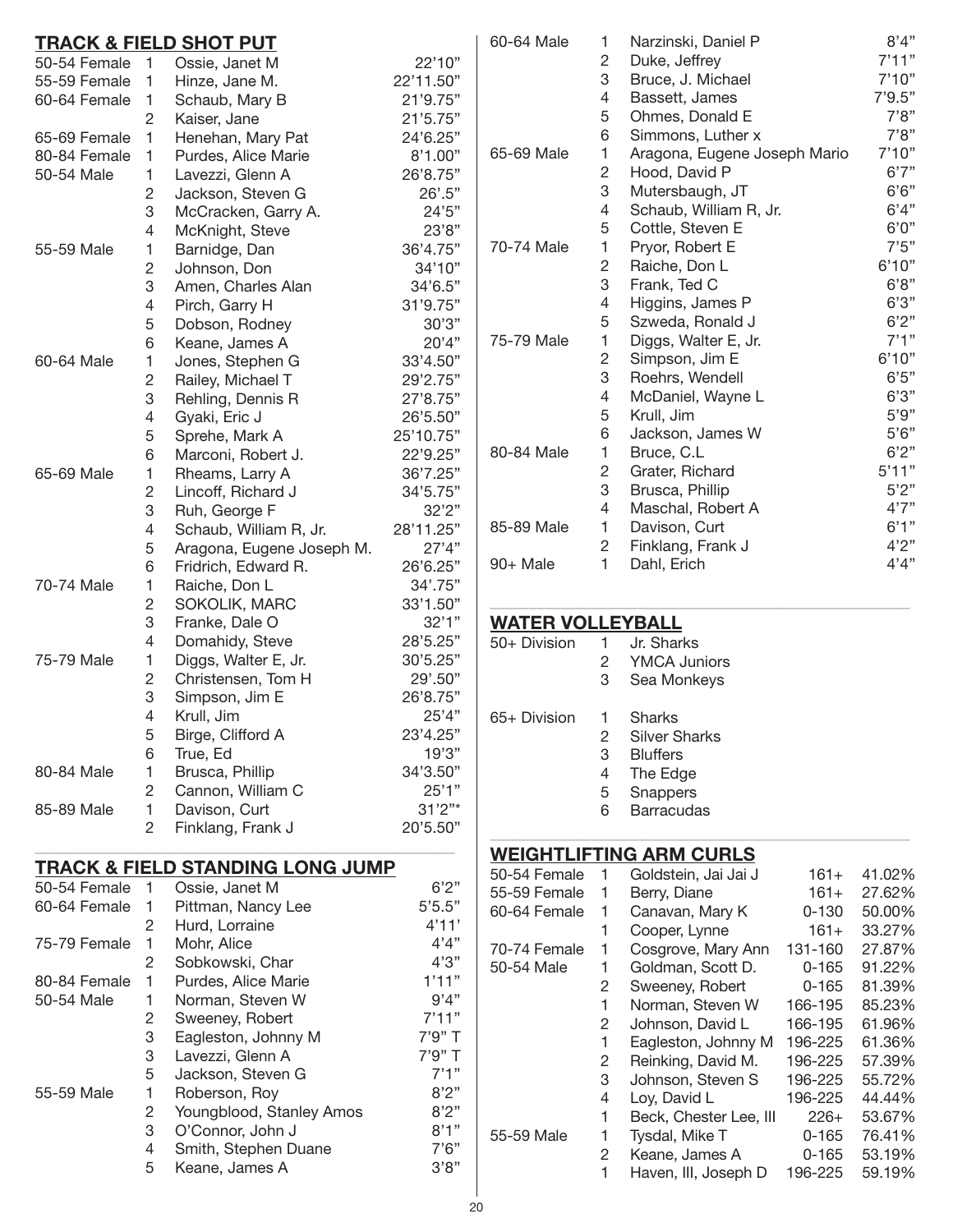## TRACK & FIELD SHOT PUT

| Division | Place | Name | Result |
|---|---|---|---|
| 50-54 Female | 1 | Ossie, Janet M | 22'10" |
| 55-59 Female | 1 | Hinze, Jane M. | 22'11.50" |
| 60-64 Female | 1 | Schaub, Mary B | 21'9.75" |
| | 2 | Kaiser, Jane | 21'5.75" |
| 65-69 Female | 1 | Henehan, Mary Pat | 24'6.25" |
| 80-84 Female | 1 | Purdes, Alice Marie | 8'1.00" |
| 50-54 Male | 1 | Lavezzi, Glenn A | 26'8.75" |
| | 2 | Jackson, Steven G | 26'.5" |
| | 3 | McCracken, Garry A. | 24'5" |
| | 4 | McKnight, Steve | 23'8" |
| 55-59 Male | 1 | Barnidge, Dan | 36'4.75" |
| | 2 | Johnson, Don | 34'10" |
| | 3 | Amen, Charles Alan | 34'6.5" |
| | 4 | Pirch, Garry H | 31'9.75" |
| | 5 | Dobson, Rodney | 30'3" |
| | 6 | Keane, James A | 20'4" |
| 60-64 Male | 1 | Jones, Stephen G | 33'4.50" |
| | 2 | Railey, Michael T | 29'2.75" |
| | 3 | Rehling, Dennis R | 27'8.75" |
| | 4 | Gyaki, Eric J | 26'5.50" |
| | 5 | Sprehe, Mark A | 25'10.75" |
| | 6 | Marconi, Robert J. | 22'9.25" |
| 65-69 Male | 1 | Rheams, Larry A | 36'7.25" |
| | 2 | Lincoff, Richard J | 34'5.75" |
| | 3 | Ruh, George F | 32'2" |
| | 4 | Schaub, William R, Jr. | 28'11.25" |
| | 5 | Aragona, Eugene Joseph M. | 27'4" |
| | 6 | Fridrich, Edward R. | 26'6.25" |
| 70-74 Male | 1 | Raiche, Don L | 34'.75" |
| | 2 | SOKOLIK, MARC | 33'1.50" |
| | 3 | Franke, Dale O | 32'1" |
| | 4 | Domahidy, Steve | 28'5.25" |
| 75-79 Male | 1 | Diggs, Walter E, Jr. | 30'5.25" |
| | 2 | Christensen, Tom H | 29'.50" |
| | 3 | Simpson, Jim E | 26'8.75" |
| | 4 | Krull, Jim | 25'4" |
| | 5 | Birge, Clifford A | 23'4.25" |
| | 6 | True, Ed | 19'3" |
| 80-84 Male | 1 | Brusca, Phillip | 34'3.50" |
| | 2 | Cannon, William C | 25'1" |
| 85-89 Male | 1 | Davison, Curt | 31'2"* |
| | 2 | Finklang, Frank J | 20'5.50" |

## TRACK & FIELD STANDING LONG JUMP

| Division | Place | Name | Result |
|---|---|---|---|
| 50-54 Female | 1 | Ossie, Janet M | 6'2" |
| 60-64 Female | 1 | Pittman, Nancy Lee | 5'5.5" |
| | 2 | Hurd, Lorraine | 4'11' |
| 75-79 Female | 1 | Mohr, Alice | 4'4" |
| | 2 | Sobkowski, Char | 4'3" |
| 80-84 Female | 1 | Purdes, Alice Marie | 1'11" |
| 50-54 Male | 1 | Norman, Steven W | 9'4" |
| | 2 | Sweeney, Robert | 7'11" |
| | 3 | Eagleston, Johnny M | 7'9" T |
| | 3 | Lavezzi, Glenn A | 7'9" T |
| | 5 | Jackson, Steven G | 7'1" |
| 55-59 Male | 1 | Roberson, Roy | 8'2" |
| | 2 | Youngblood, Stanley Amos | 8'2" |
| | 3 | O'Connor, John J | 8'1" |
| | 4 | Smith, Stephen Duane | 7'6" |
| | 5 | Keane, James A | 3'8" |
| 60-64 Male | 1 | Narzinski, Daniel P | 8'4" |
| | 2 | Duke, Jeffrey | 7'11" |
| | 3 | Bruce, J. Michael | 7'10" |
| | 4 | Bassett, James | 7'9.5" |
| | 5 | Ohmes, Donald E | 7'8" |
| | 6 | Simmons, Luther x | 7'8" |
| 65-69 Male | 1 | Aragona, Eugene Joseph Mario | 7'10" |
| | 2 | Hood, David P | 6'7" |
| | 3 | Mutersbaugh, JT | 6'6" |
| | 4 | Schaub, William R, Jr. | 6'4" |
| | 5 | Cottle, Steven E | 6'0" |
| 70-74 Male | 1 | Pryor, Robert E | 7'5" |
| | 2 | Raiche, Don L | 6'10" |
| | 3 | Frank, Ted C | 6'8" |
| | 4 | Higgins, James P | 6'3" |
| | 5 | Szweda, Ronald J | 6'2" |
| 75-79 Male | 1 | Diggs, Walter E, Jr. | 7'1" |
| | 2 | Simpson, Jim E | 6'10" |
| | 3 | Roehrs, Wendell | 6'5" |
| | 4 | McDaniel, Wayne L | 6'3" |
| | 5 | Krull, Jim | 5'9" |
| | 6 | Jackson, James W | 5'6" |
| 80-84 Male | 1 | Bruce, C.L | 6'2" |
| | 2 | Grater, Richard | 5'11" |
| | 3 | Brusca, Phillip | 5'2" |
| | 4 | Maschal, Robert A | 4'7" |
| 85-89 Male | 1 | Davison, Curt | 6'1" |
| | 2 | Finklang, Frank J | 4'2" |
| 90+ Male | 1 | Dahl, Erich | 4'4" |

## WATER VOLLEYBALL

| Division | Place | Team |
|---|---|---|
| 50+ Division | 1 | Jr. Sharks |
| | 2 | YMCA Juniors |
| | 3 | Sea Monkeys |
| 65+ Division | 1 | Sharks |
| | 2 | Silver Sharks |
| | 3 | Bluffers |
| | 4 | The Edge |
| | 5 | Snappers |
| | 6 | Barracudas |

## WEIGHTLIFTING ARM CURLS

| Division | Place | Name | Weight Class | Result |
|---|---|---|---|---|
| 50-54 Female | 1 | Goldstein, Jai Jai J | 161+ | 41.02% |
| 55-59 Female | 1 | Berry, Diane | 161+ | 27.62% |
| 60-64 Female | 1 | Canavan, Mary K | 0-130 | 50.00% |
| | 1 | Cooper, Lynne | 161+ | 33.27% |
| 70-74 Female | 1 | Cosgrove, Mary Ann | 131-160 | 27.87% |
| 50-54 Male | 1 | Goldman, Scott D. | 0-165 | 91.22% |
| | 2 | Sweeney, Robert | 0-165 | 81.39% |
| | 1 | Norman, Steven W | 166-195 | 85.23% |
| | 2 | Johnson, David L | 166-195 | 61.96% |
| | 1 | Eagleston, Johnny M | 196-225 | 61.36% |
| | 2 | Reinking, David M. | 196-225 | 57.39% |
| | 3 | Johnson, Steven S | 196-225 | 55.72% |
| | 4 | Loy, David L | 196-225 | 44.44% |
| | 1 | Beck, Chester Lee, III | 226+ | 53.67% |
| 55-59 Male | 1 | Tysdal, Mike T | 0-165 | 76.41% |
| | 2 | Keane, James A | 0-165 | 53.19% |
| | 1 | Haven, III, Joseph D | 196-225 | 59.19% |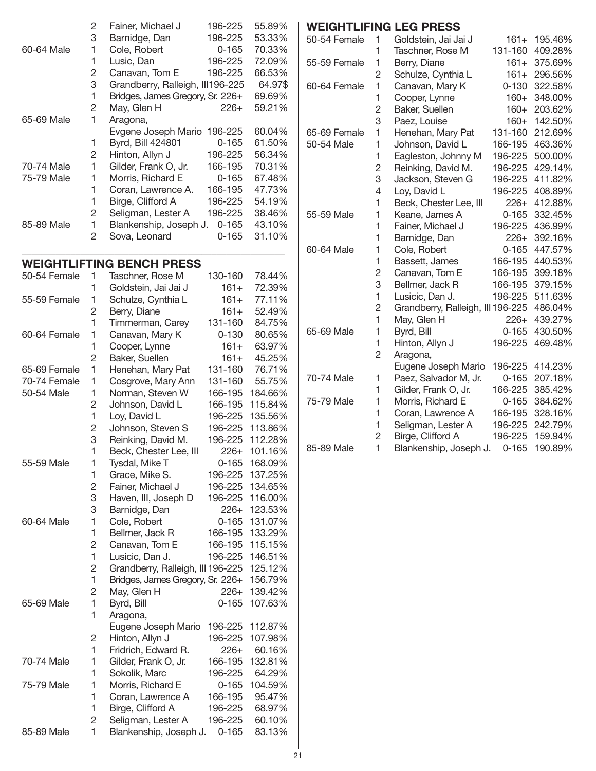| | | | | |
|---|---|---|---|---|
| | 2 | Fainer, Michael J | 196-225 | 55.89% |
| | 3 | Barnidge, Dan | 196-225 | 53.33% |
| 60-64 Male | 1 | Cole, Robert | 0-165 | 70.33% |
| | 1 | Lusic, Dan | 196-225 | 72.09% |
| | 2 | Canavan, Tom E | 196-225 | 66.53% |
| | 3 | Grandberry, Ralleigh, III | 196-225 | 64.97$ |
| | 1 | Bridges, James Gregory, Sr. | 226+ | 69.69% |
| | 2 | May, Glen H | 226+ | 59.21% |
| 65-69 Male | 1 | Aragona, Evgene Joseph Mario | 196-225 | 60.04% |
| | 1 | Byrd, Bill 424801 | 0-165 | 61.50% |
| | 2 | Hinton, Allyn J | 196-225 | 56.34% |
| 70-74 Male | 1 | Gilder, Frank O, Jr. | 166-195 | 70.31% |
| 75-79 Male | 1 | Morris, Richard E | 0-165 | 67.48% |
| | 1 | Coran, Lawrence A. | 166-195 | 47.73% |
| | 1 | Birge, Clifford A | 196-225 | 54.19% |
| | 2 | Seligman, Lester A | 196-225 | 38.46% |
| 85-89 Male | 1 | Blankenship, Joseph J. | 0-165 | 43.10% |
| | 2 | Sova, Leonard | 0-165 | 31.10% |

## WEIGHTLIFTING BENCH PRESS

| | | | | |
|---|---|---|---|---|
| 50-54 Female | 1 | Taschner, Rose M | 130-160 | 78.44% |
| | 1 | Goldstein, Jai Jai J | 161+ | 72.39% |
| 55-59 Female | 1 | Schulze, Cynthia L | 161+ | 77.11% |
| | 2 | Berry, Diane | 161+ | 52.49% |
| | 1 | Timmerman, Carey | 131-160 | 84.75% |
| 60-64 Female | 1 | Canavan, Mary K | 0-130 | 80.65% |
| | 1 | Cooper, Lynne | 161+ | 63.97% |
| | 2 | Baker, Suellen | 161+ | 45.25% |
| 65-69 Female | 1 | Henehan, Mary Pat | 131-160 | 76.71% |
| 70-74 Female | 1 | Cosgrove, Mary Ann | 131-160 | 55.75% |
| 50-54 Male | 1 | Norman, Steven W | 166-195 | 184.66% |
| | 2 | Johnson, David L | 166-195 | 115.84% |
| | 1 | Loy, David L | 196-225 | 135.56% |
| | 2 | Johnson, Steven S | 196-225 | 113.86% |
| | 3 | Reinking, David M. | 196-225 | 112.28% |
| | 1 | Beck, Chester Lee, III | 226+ | 101.16% |
| 55-59 Male | 1 | Tysdal, Mike T | 0-165 | 168.09% |
| | 1 | Grace, Mike S. | 196-225 | 137.25% |
| | 2 | Fainer, Michael J | 196-225 | 134.65% |
| | 3 | Haven, III, Joseph D | 196-225 | 116.00% |
| | 3 | Barnidge, Dan | 226+ | 123.53% |
| 60-64 Male | 1 | Cole, Robert | 0-165 | 131.07% |
| | 1 | Bellmer, Jack R | 166-195 | 133.29% |
| | 2 | Canavan, Tom E | 166-195 | 115.15% |
| | 1 | Lusicic, Dan J. | 196-225 | 146.51% |
| | 2 | Grandberry, Ralleigh, III | 196-225 | 125.12% |
| | 1 | Bridges, James Gregory, Sr. | 226+ | 156.79% |
| | 2 | May, Glen H | 226+ | 139.42% |
| 65-69 Male | 1 | Byrd, Bill | 0-165 | 107.63% |
| | 1 | Aragona, Eugene Joseph Mario | 196-225 | 112.87% |
| | 2 | Hinton, Allyn J | 196-225 | 107.98% |
| | 1 | Fridrich, Edward R. | 226+ | 60.16% |
| 70-74 Male | 1 | Gilder, Frank O, Jr. | 166-195 | 132.81% |
| | 1 | Sokolik, Marc | 196-225 | 64.29% |
| 75-79 Male | 1 | Morris, Richard E | 0-165 | 104.59% |
| | 1 | Coran, Lawrence A | 166-195 | 95.47% |
| | 1 | Birge, Clifford A | 196-225 | 68.97% |
| | 2 | Seligman, Lester A | 196-225 | 60.10% |
| 85-89 Male | 1 | Blankenship, Joseph J. | 0-165 | 83.13% |

## WEIGHTLIFING LEG PRESS

| | | | | |
|---|---|---|---|---|
| 50-54 Female | 1 | Goldstein, Jai Jai J | 161+ | 195.46% |
| | 1 | Taschner, Rose M | 131-160 | 409.28% |
| 55-59 Female | 1 | Berry, Diane | 161+ | 375.69% |
| | 2 | Schulze, Cynthia L | 161+ | 296.56% |
| 60-64 Female | 1 | Canavan, Mary K | 0-130 | 322.58% |
| | 1 | Cooper, Lynne | 160+ | 348.00% |
| | 2 | Baker, Suellen | 160+ | 203.62% |
| | 3 | Paez, Louise | 160+ | 142.50% |
| 65-69 Female | 1 | Henehan, Mary Pat | 131-160 | 212.69% |
| 50-54 Male | 1 | Johnson, David L | 166-195 | 463.36% |
| | 1 | Eagleston, Johnny M | 196-225 | 500.00% |
| | 2 | Reinking, David M. | 196-225 | 429.14% |
| | 3 | Jackson, Steven G | 196-225 | 411.82% |
| | 4 | Loy, David L | 196-225 | 408.89% |
| | 1 | Beck, Chester Lee, III | 226+ | 412.88% |
| 55-59 Male | 1 | Keane, James A | 0-165 | 332.45% |
| | 1 | Fainer, Michael J | 196-225 | 436.99% |
| | 1 | Barnidge, Dan | 226+ | 392.16% |
| 60-64 Male | 1 | Cole, Robert | 0-165 | 447.57% |
| | 1 | Bassett, James | 166-195 | 440.53% |
| | 2 | Canavan, Tom E | 166-195 | 399.18% |
| | 3 | Bellmer, Jack R | 166-195 | 379.15% |
| | 1 | Lusicic, Dan J. | 196-225 | 511.63% |
| | 2 | Grandberry, Ralleigh, III | 196-225 | 486.04% |
| | 1 | May, Glen H | 226+ | 439.27% |
| 65-69 Male | 1 | Byrd, Bill | 0-165 | 430.50% |
| | 1 | Hinton, Allyn J | 196-225 | 469.48% |
| | 2 | Aragona, Eugene Joseph Mario | 196-225 | 414.23% |
| 70-74 Male | 1 | Paez, Salvador M, Jr. | 0-165 | 207.18% |
| | 1 | Gilder, Frank O, Jr. | 166-225 | 385.42% |
| 75-79 Male | 1 | Morris, Richard E | 0-165 | 384.62% |
| | 1 | Coran, Lawrence A | 166-195 | 328.16% |
| | 1 | Seligman, Lester A | 196-225 | 242.79% |
| | 2 | Birge, Clifford A | 196-225 | 159.94% |
| 85-89 Male | 1 | Blankenship, Joseph J. | 0-165 | 190.89% |